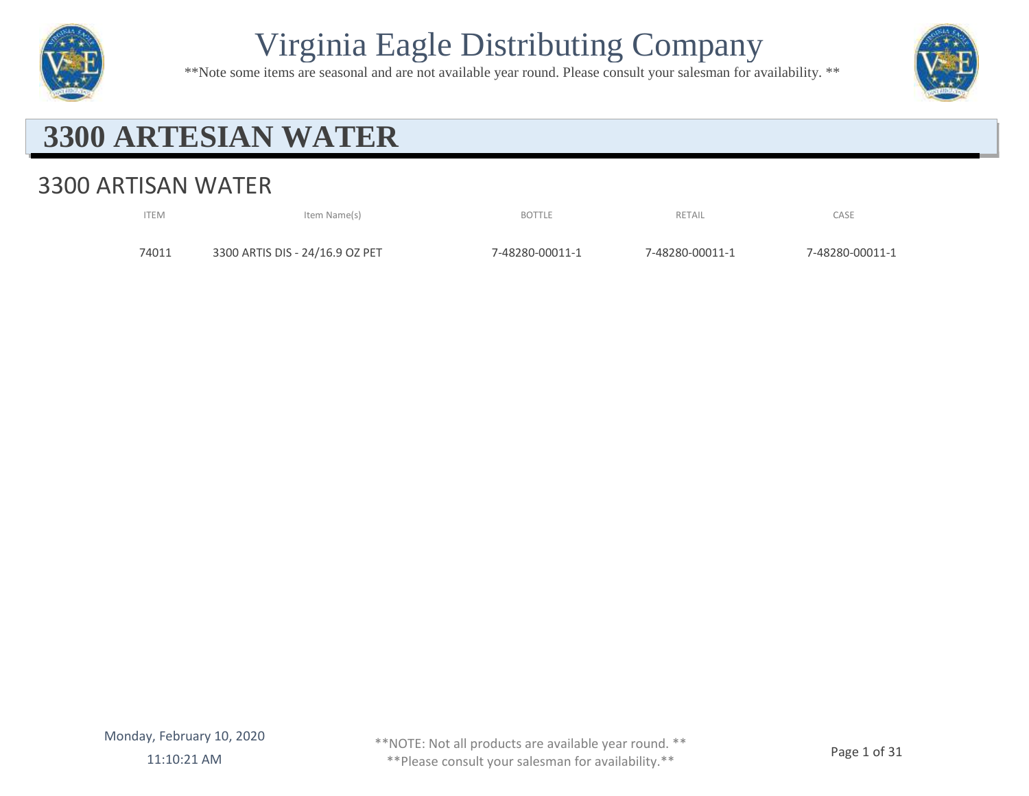# Virginia Eagle Distributing Company

**Note some items are seasonal and are not available year round. Please consult your salesman for availability. **

## 3300 ARTESIAN WATER

### 3300 ARTISAN WATER

| ITEM | Item Name(s) | BOTTLE | RETAIL | CASE |
|---|---|---|---|---|
| 74011 | 3300 ARTIS DIS - 24/16.9 OZ PET | 7-48280-00011-1 | 7-48280-00011-1 | 7-48280-00011-1 |

Monday, February 10, 2020
11:10:21 AM

**NOTE: Not all products are available year round. **
**Please consult your salesman for availability.**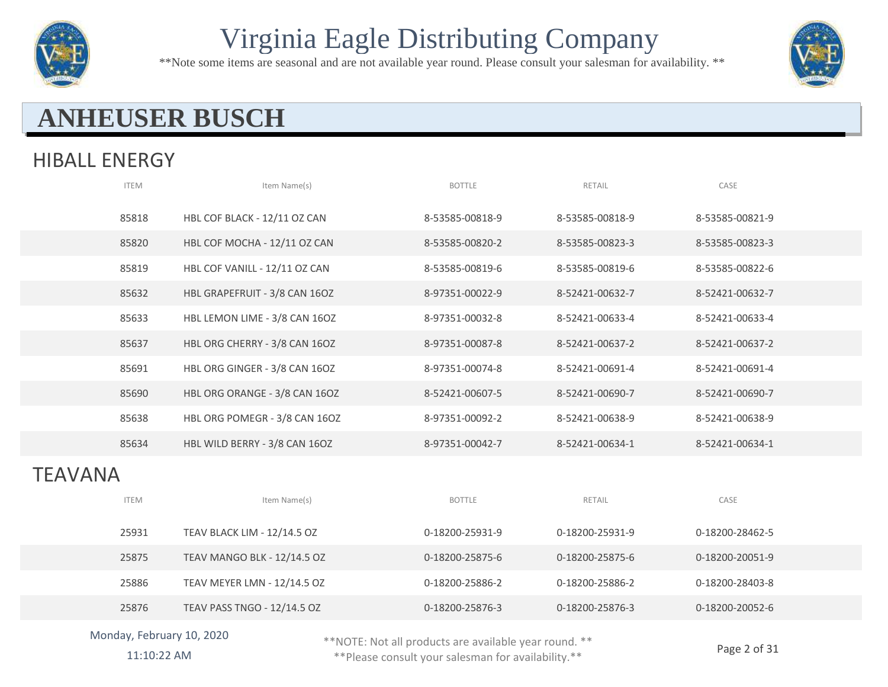# Virginia Eagle Distributing Company

**Note some items are seasonal and are not available year round. Please consult your salesman for availability. **

## ANHEUSER BUSCH

### HIBALL ENERGY

| ITEM | Item Name(s) | BOTTLE | RETAIL | CASE |
|---|---|---|---|---|
| 85818 | HBL COF BLACK - 12/11 OZ CAN | 8-53585-00818-9 | 8-53585-00818-9 | 8-53585-00821-9 |
| 85820 | HBL COF MOCHA - 12/11 OZ CAN | 8-53585-00820-2 | 8-53585-00823-3 | 8-53585-00823-3 |
| 85819 | HBL COF VANILL - 12/11 OZ CAN | 8-53585-00819-6 | 8-53585-00819-6 | 8-53585-00822-6 |
| 85632 | HBL GRAPEFRUIT - 3/8 CAN 16OZ | 8-97351-00022-9 | 8-52421-00632-7 | 8-52421-00632-7 |
| 85633 | HBL LEMON LIME - 3/8 CAN 16OZ | 8-97351-00032-8 | 8-52421-00633-4 | 8-52421-00633-4 |
| 85637 | HBL ORG CHERRY - 3/8 CAN 16OZ | 8-97351-00087-8 | 8-52421-00637-2 | 8-52421-00637-2 |
| 85691 | HBL ORG GINGER - 3/8 CAN 16OZ | 8-97351-00074-8 | 8-52421-00691-4 | 8-52421-00691-4 |
| 85690 | HBL ORG ORANGE - 3/8 CAN 16OZ | 8-52421-00607-5 | 8-52421-00690-7 | 8-52421-00690-7 |
| 85638 | HBL ORG POMEGR - 3/8 CAN 16OZ | 8-97351-00092-2 | 8-52421-00638-9 | 8-52421-00638-9 |
| 85634 | HBL WILD BERRY - 3/8 CAN 16OZ | 8-97351-00042-7 | 8-52421-00634-1 | 8-52421-00634-1 |

### TEAVANA

| ITEM | Item Name(s) | BOTTLE | RETAIL | CASE |
|---|---|---|---|---|
| 25931 | TEAV BLACK LIM - 12/14.5 OZ | 0-18200-25931-9 | 0-18200-25931-9 | 0-18200-28462-5 |
| 25875 | TEAV MANGO BLK - 12/14.5 OZ | 0-18200-25875-6 | 0-18200-25875-6 | 0-18200-20051-9 |
| 25886 | TEAV MEYER LMN - 12/14.5 OZ | 0-18200-25886-2 | 0-18200-25886-2 | 0-18200-28403-8 |
| 25876 | TEAV PASS TNGO - 12/14.5 OZ | 0-18200-25876-3 | 0-18200-25876-3 | 0-18200-20052-6 |

Monday, February 10, 2020
11:10:22 AM

**NOTE: Not all products are available year round. **
**Please consult your salesman for availability.**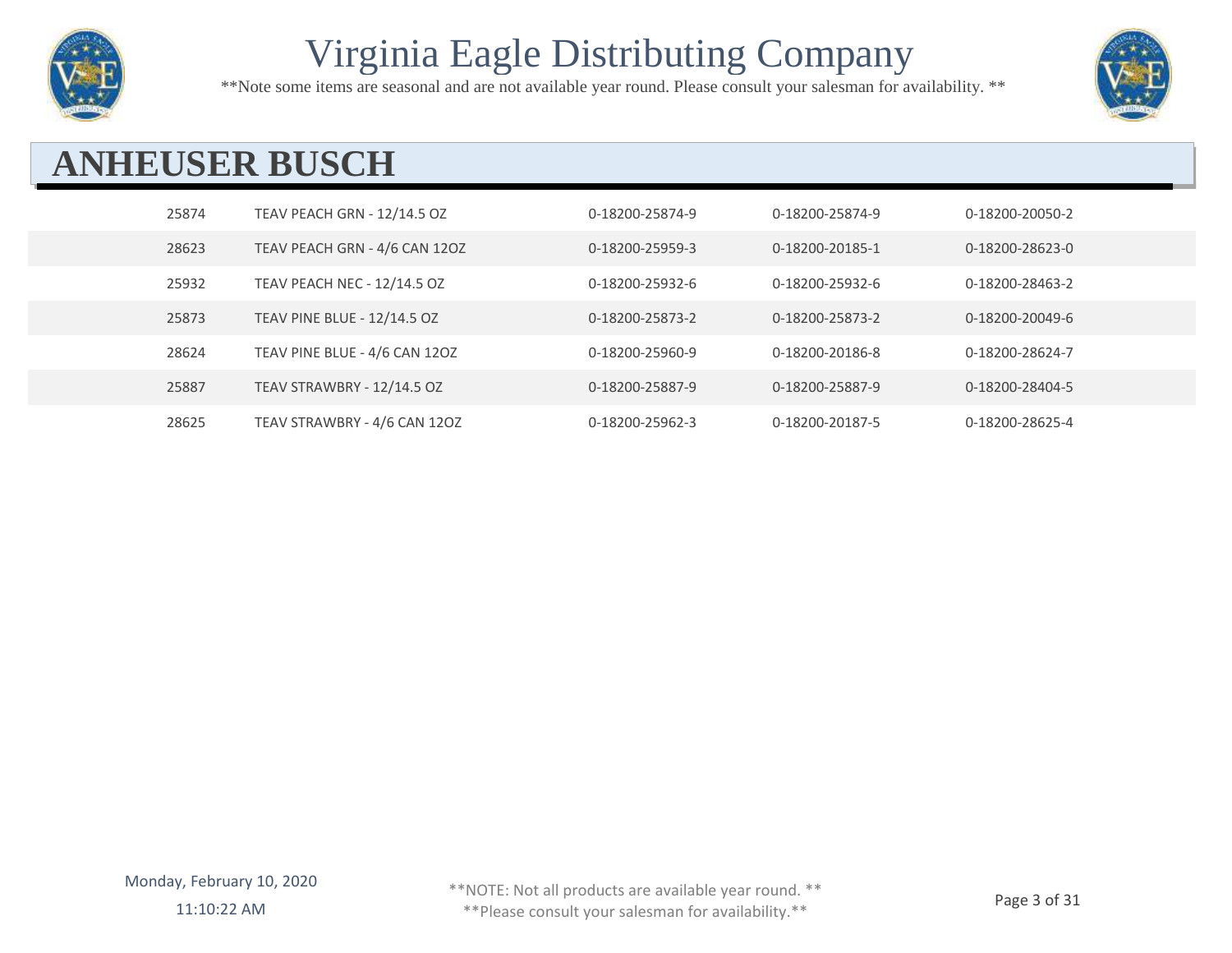## ANHEUSER BUSCH

| | | | | |
|---|---|---|---|---|
| 25874 | TEAV PEACH GRN - 12/14.5 OZ | 0-18200-25874-9 | 0-18200-25874-9 | 0-18200-20050-2 |
| 28623 | TEAV PEACH GRN - 4/6 CAN 12OZ | 0-18200-25959-3 | 0-18200-20185-1 | 0-18200-28623-0 |
| 25932 | TEAV PEACH NEC - 12/14.5 OZ | 0-18200-25932-6 | 0-18200-25932-6 | 0-18200-28463-2 |
| 25873 | TEAV PINE BLUE - 12/14.5 OZ | 0-18200-25873-2 | 0-18200-25873-2 | 0-18200-20049-6 |
| 28624 | TEAV PINE BLUE - 4/6 CAN 12OZ | 0-18200-25960-9 | 0-18200-20186-8 | 0-18200-28624-7 |
| 25887 | TEAV STRAWBRY - 12/14.5 OZ | 0-18200-25887-9 | 0-18200-25887-9 | 0-18200-28404-5 |
| 28625 | TEAV STRAWBRY - 4/6 CAN 12OZ | 0-18200-25962-3 | 0-18200-20187-5 | 0-18200-28625-4 |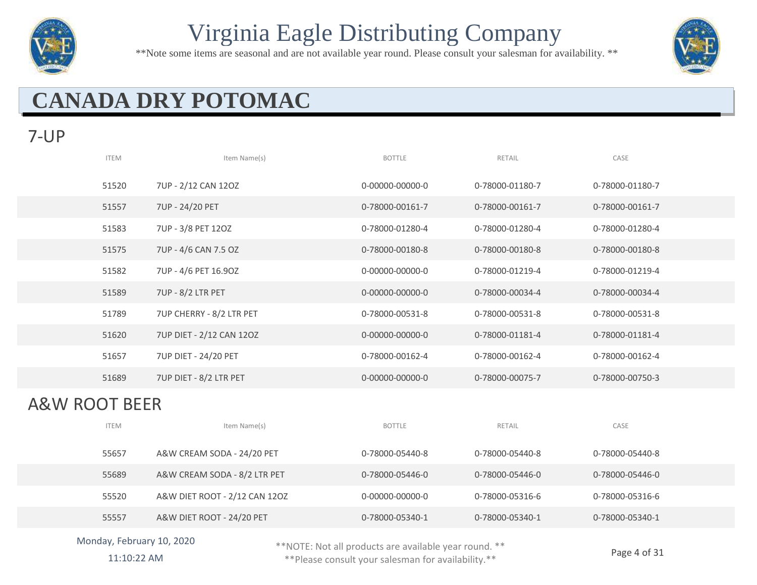# Virginia Eagle Distributing Company

**Note some items are seasonal and are not available year round. Please consult your salesman for availability. **

## CANADA DRY POTOMAC

### 7-UP

| ITEM | Item Name(s) | BOTTLE | RETAIL | CASE |
|---|---|---|---|---|
| 51520 | 7UP - 2/12 CAN 12OZ | 0-00000-00000-0 | 0-78000-01180-7 | 0-78000-01180-7 |
| 51557 | 7UP - 24/20 PET | 0-78000-00161-7 | 0-78000-00161-7 | 0-78000-00161-7 |
| 51583 | 7UP - 3/8 PET 12OZ | 0-78000-01280-4 | 0-78000-01280-4 | 0-78000-01280-4 |
| 51575 | 7UP - 4/6 CAN 7.5 OZ | 0-78000-00180-8 | 0-78000-00180-8 | 0-78000-00180-8 |
| 51582 | 7UP - 4/6 PET 16.9OZ | 0-00000-00000-0 | 0-78000-01219-4 | 0-78000-01219-4 |
| 51589 | 7UP - 8/2 LTR PET | 0-00000-00000-0 | 0-78000-00034-4 | 0-78000-00034-4 |
| 51789 | 7UP CHERRY - 8/2 LTR PET | 0-78000-00531-8 | 0-78000-00531-8 | 0-78000-00531-8 |
| 51620 | 7UP DIET - 2/12 CAN 12OZ | 0-00000-00000-0 | 0-78000-01181-4 | 0-78000-01181-4 |
| 51657 | 7UP DIET - 24/20 PET | 0-78000-00162-4 | 0-78000-00162-4 | 0-78000-00162-4 |
| 51689 | 7UP DIET - 8/2 LTR PET | 0-00000-00000-0 | 0-78000-00075-7 | 0-78000-00750-3 |

### A&W ROOT BEER

| ITEM | Item Name(s) | BOTTLE | RETAIL | CASE |
|---|---|---|---|---|
| 55657 | A&W CREAM SODA - 24/20 PET | 0-78000-05440-8 | 0-78000-05440-8 | 0-78000-05440-8 |
| 55689 | A&W CREAM SODA - 8/2 LTR PET | 0-78000-05446-0 | 0-78000-05446-0 | 0-78000-05446-0 |
| 55520 | A&W DIET ROOT - 2/12 CAN 12OZ | 0-00000-00000-0 | 0-78000-05316-6 | 0-78000-05316-6 |
| 55557 | A&W DIET ROOT - 24/20 PET | 0-78000-05340-1 | 0-78000-05340-1 | 0-78000-05340-1 |

Monday, February 10, 2020
11:10:22 AM

**NOTE: Not all products are available year round. **
**Please consult your salesman for availability.**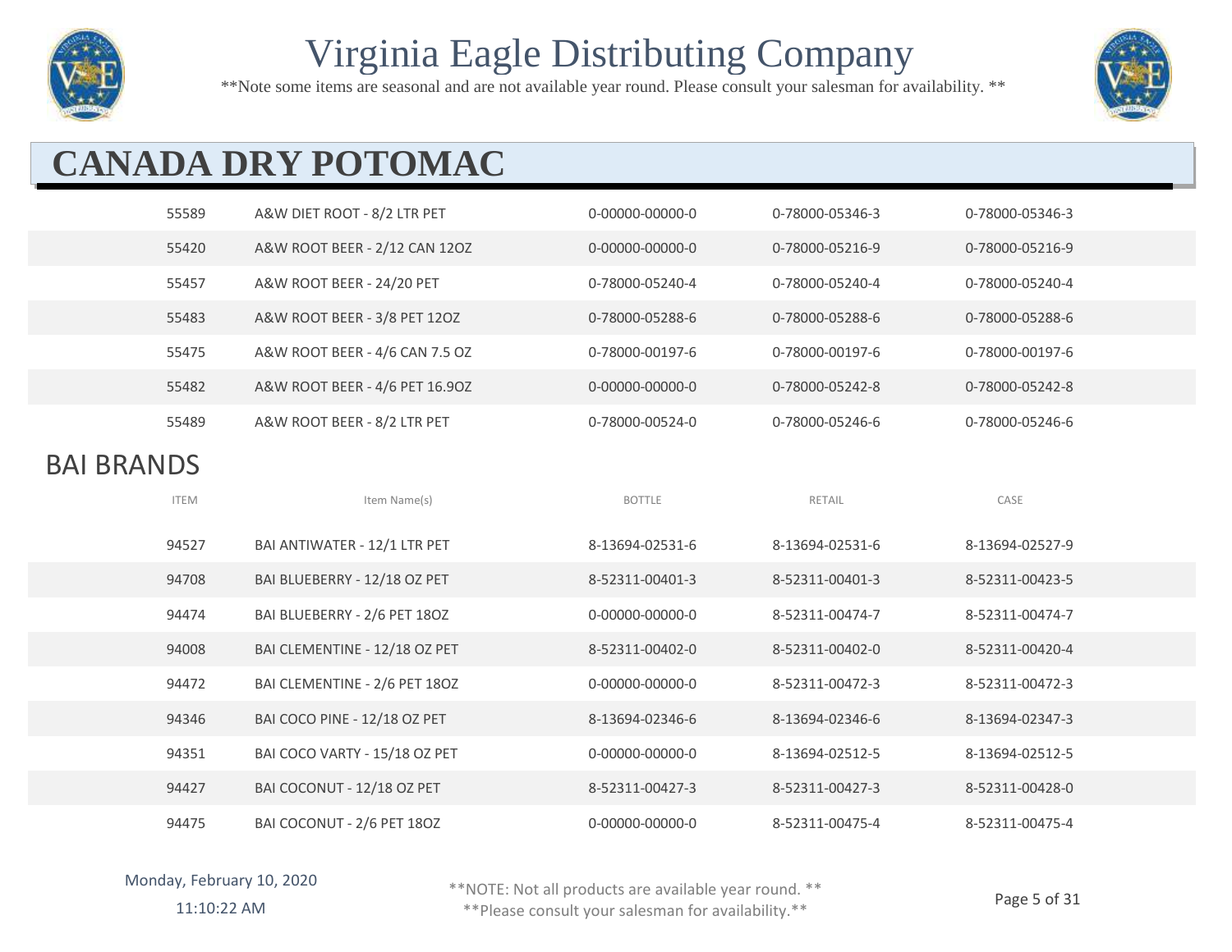# Virginia Eagle Distributing Company

**Note some items are seasonal and are not available year round. Please consult your salesman for availability. **

## CANADA DRY POTOMAC

| | | | | |
|---|---|---|---|---|
| 55589 | A&W DIET ROOT - 8/2 LTR PET | 0-00000-00000-0 | 0-78000-05346-3 | 0-78000-05346-3 |
| 55420 | A&W ROOT BEER - 2/12 CAN 12OZ | 0-00000-00000-0 | 0-78000-05216-9 | 0-78000-05216-9 |
| 55457 | A&W ROOT BEER - 24/20 PET | 0-78000-05240-4 | 0-78000-05240-4 | 0-78000-05240-4 |
| 55483 | A&W ROOT BEER - 3/8 PET 12OZ | 0-78000-05288-6 | 0-78000-05288-6 | 0-78000-05288-6 |
| 55475 | A&W ROOT BEER - 4/6 CAN 7.5 OZ | 0-78000-00197-6 | 0-78000-00197-6 | 0-78000-00197-6 |
| 55482 | A&W ROOT BEER - 4/6 PET 16.9OZ | 0-00000-00000-0 | 0-78000-05242-8 | 0-78000-05242-8 |
| 55489 | A&W ROOT BEER - 8/2 LTR PET | 0-78000-00524-0 | 0-78000-05246-6 | 0-78000-05246-6 |

## BAI BRANDS

| ITEM | Item Name(s) | BOTTLE | RETAIL | CASE |
|---|---|---|---|---|
| 94527 | BAI ANTIWATER - 12/1 LTR PET | 8-13694-02531-6 | 8-13694-02531-6 | 8-13694-02527-9 |
| 94708 | BAI BLUEBERRY - 12/18 OZ PET | 8-52311-00401-3 | 8-52311-00401-3 | 8-52311-00423-5 |
| 94474 | BAI BLUEBERRY - 2/6 PET 18OZ | 0-00000-00000-0 | 8-52311-00474-7 | 8-52311-00474-7 |
| 94008 | BAI CLEMENTINE - 12/18 OZ PET | 8-52311-00402-0 | 8-52311-00402-0 | 8-52311-00420-4 |
| 94472 | BAI CLEMENTINE - 2/6 PET 18OZ | 0-00000-00000-0 | 8-52311-00472-3 | 8-52311-00472-3 |
| 94346 | BAI COCO PINE - 12/18 OZ PET | 8-13694-02346-6 | 8-13694-02346-6 | 8-13694-02347-3 |
| 94351 | BAI COCO VARTY - 15/18 OZ PET | 0-00000-00000-0 | 8-13694-02512-5 | 8-13694-02512-5 |
| 94427 | BAI COCONUT - 12/18 OZ PET | 8-52311-00427-3 | 8-52311-00427-3 | 8-52311-00428-0 |
| 94475 | BAI COCONUT - 2/6 PET 18OZ | 0-00000-00000-0 | 8-52311-00475-4 | 8-52311-00475-4 |

Monday, February 10, 2020
11:10:22 AM

**NOTE: Not all products are available year round. **
**Please consult your salesman for availability.**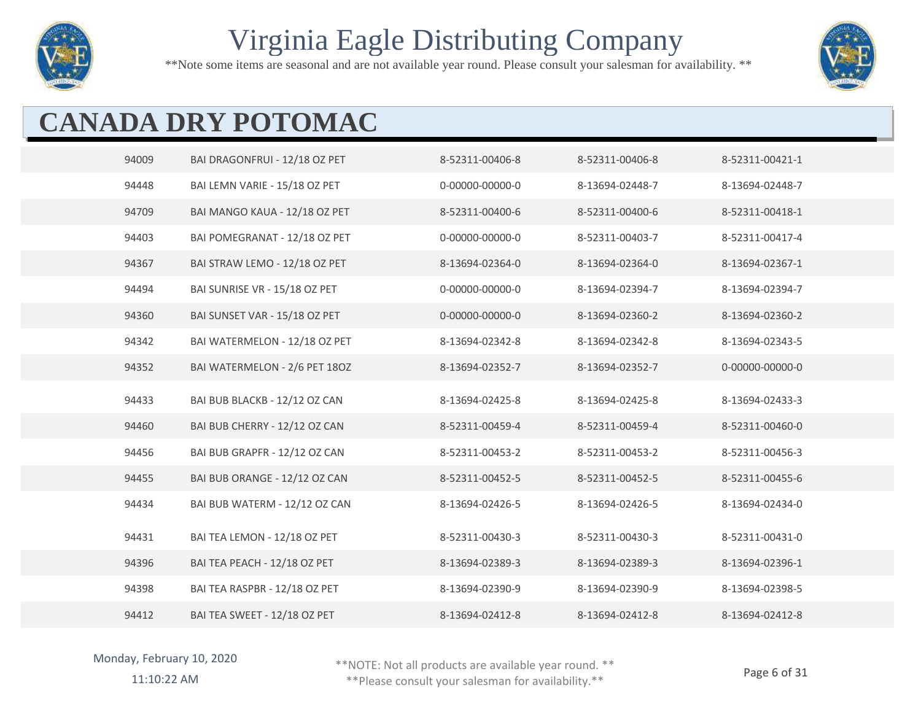# Virginia Eagle Distributing Company

**Note some items are seasonal and are not available year round. Please consult your salesman for availability. **

## CANADA DRY POTOMAC

| | | | | |
|---|---|---|---|---|
| 94009 | BAI DRAGONFRUI - 12/18 OZ PET | 8-52311-00406-8 | 8-52311-00406-8 | 8-52311-00421-1 |
| 94448 | BAI LEMN VARIE - 15/18 OZ PET | 0-00000-00000-0 | 8-13694-02448-7 | 8-13694-02448-7 |
| 94709 | BAI MANGO KAUA - 12/18 OZ PET | 8-52311-00400-6 | 8-52311-00400-6 | 8-52311-00418-1 |
| 94403 | BAI POMEGRANAT - 12/18 OZ PET | 0-00000-00000-0 | 8-52311-00403-7 | 8-52311-00417-4 |
| 94367 | BAI STRAW LEMO - 12/18 OZ PET | 8-13694-02364-0 | 8-13694-02364-0 | 8-13694-02367-1 |
| 94494 | BAI SUNRISE VR - 15/18 OZ PET | 0-00000-00000-0 | 8-13694-02394-7 | 8-13694-02394-7 |
| 94360 | BAI SUNSET VAR - 15/18 OZ PET | 0-00000-00000-0 | 8-13694-02360-2 | 8-13694-02360-2 |
| 94342 | BAI WATERMELON - 12/18 OZ PET | 8-13694-02342-8 | 8-13694-02342-8 | 8-13694-02343-5 |
| 94352 | BAI WATERMELON - 2/6 PET 18OZ | 8-13694-02352-7 | 8-13694-02352-7 | 0-00000-00000-0 |
| 94433 | BAI BUB BLACKB - 12/12 OZ CAN | 8-13694-02425-8 | 8-13694-02425-8 | 8-13694-02433-3 |
| 94460 | BAI BUB CHERRY - 12/12 OZ CAN | 8-52311-00459-4 | 8-52311-00459-4 | 8-52311-00460-0 |
| 94456 | BAI BUB GRAPFR - 12/12 OZ CAN | 8-52311-00453-2 | 8-52311-00453-2 | 8-52311-00456-3 |
| 94455 | BAI BUB ORANGE - 12/12 OZ CAN | 8-52311-00452-5 | 8-52311-00452-5 | 8-52311-00455-6 |
| 94434 | BAI BUB WATERM - 12/12 OZ CAN | 8-13694-02426-5 | 8-13694-02426-5 | 8-13694-02434-0 |
| 94431 | BAI TEA LEMON - 12/18 OZ PET | 8-52311-00430-3 | 8-52311-00430-3 | 8-52311-00431-0 |
| 94396 | BAI TEA PEACH - 12/18 OZ PET | 8-13694-02389-3 | 8-13694-02389-3 | 8-13694-02396-1 |
| 94398 | BAI TEA RASPBR - 12/18 OZ PET | 8-13694-02390-9 | 8-13694-02390-9 | 8-13694-02398-5 |
| 94412 | BAI TEA SWEET - 12/18 OZ PET | 8-13694-02412-8 | 8-13694-02412-8 | 8-13694-02412-8 |

Monday, February 10, 2020
11:10:22 AM

**NOTE: Not all products are available year round. **
**Please consult your salesman for availability.**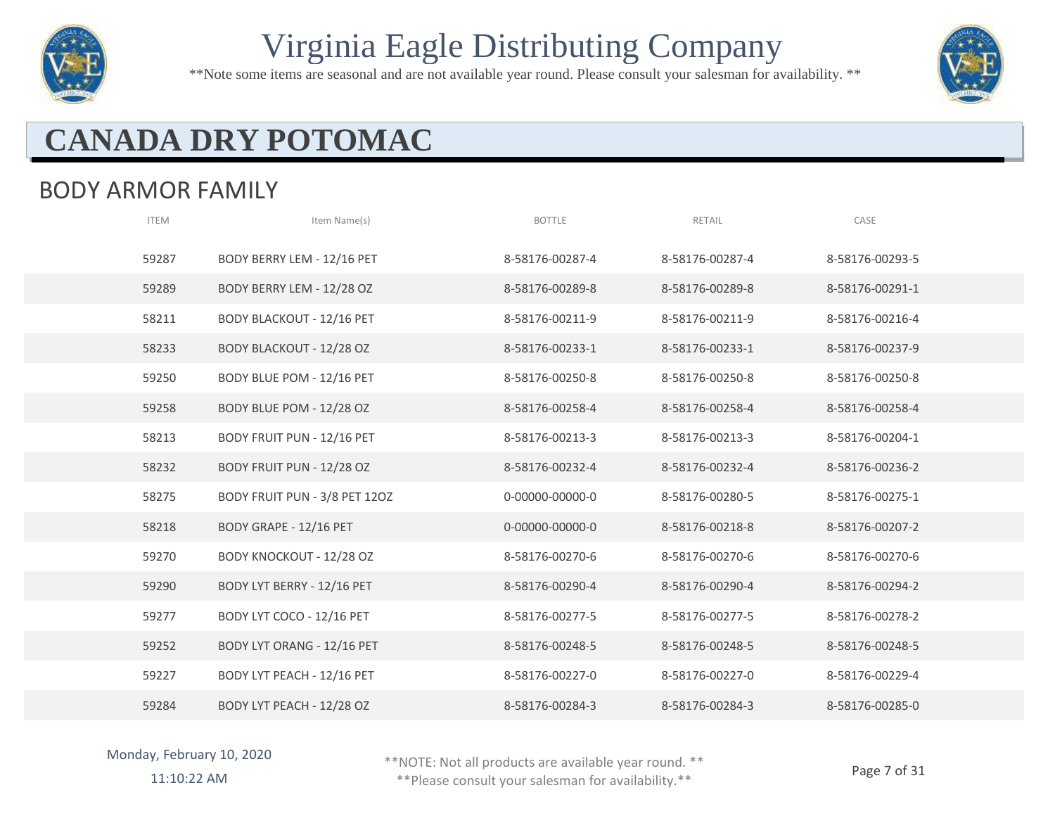# Virginia Eagle Distributing Company

**Note some items are seasonal and are not available year round. Please consult your salesman for availability. **

## CANADA DRY POTOMAC

### BODY ARMOR FAMILY

| ITEM | Item Name(s) | BOTTLE | RETAIL | CASE |
|---|---|---|---|---|
| 59287 | BODY BERRY LEM - 12/16 PET | 8-58176-00287-4 | 8-58176-00287-4 | 8-58176-00293-5 |
| 59289 | BODY BERRY LEM - 12/28 OZ | 8-58176-00289-8 | 8-58176-00289-8 | 8-58176-00291-1 |
| 58211 | BODY BLACKOUT - 12/16 PET | 8-58176-00211-9 | 8-58176-00211-9 | 8-58176-00216-4 |
| 58233 | BODY BLACKOUT - 12/28 OZ | 8-58176-00233-1 | 8-58176-00233-1 | 8-58176-00237-9 |
| 59250 | BODY BLUE POM - 12/16 PET | 8-58176-00250-8 | 8-58176-00250-8 | 8-58176-00250-8 |
| 59258 | BODY BLUE POM - 12/28 OZ | 8-58176-00258-4 | 8-58176-00258-4 | 8-58176-00258-4 |
| 58213 | BODY FRUIT PUN - 12/16 PET | 8-58176-00213-3 | 8-58176-00213-3 | 8-58176-00204-1 |
| 58232 | BODY FRUIT PUN - 12/28 OZ | 8-58176-00232-4 | 8-58176-00232-4 | 8-58176-00236-2 |
| 58275 | BODY FRUIT PUN - 3/8 PET 12OZ | 0-00000-00000-0 | 8-58176-00280-5 | 8-58176-00275-1 |
| 58218 | BODY GRAPE - 12/16 PET | 0-00000-00000-0 | 8-58176-00218-8 | 8-58176-00207-2 |
| 59270 | BODY KNOCKOUT - 12/28 OZ | 8-58176-00270-6 | 8-58176-00270-6 | 8-58176-00270-6 |
| 59290 | BODY LYT BERRY - 12/16 PET | 8-58176-00290-4 | 8-58176-00290-4 | 8-58176-00294-2 |
| 59277 | BODY LYT COCO - 12/16 PET | 8-58176-00277-5 | 8-58176-00277-5 | 8-58176-00278-2 |
| 59252 | BODY LYT ORANG - 12/16 PET | 8-58176-00248-5 | 8-58176-00248-5 | 8-58176-00248-5 |
| 59227 | BODY LYT PEACH - 12/16 PET | 8-58176-00227-0 | 8-58176-00227-0 | 8-58176-00229-4 |
| 59284 | BODY LYT PEACH - 12/28 OZ | 8-58176-00284-3 | 8-58176-00284-3 | 8-58176-00285-0 |

Monday, February 10, 2020
11:10:22 AM

**NOTE: Not all products are available year round. **
**Please consult your salesman for availability.**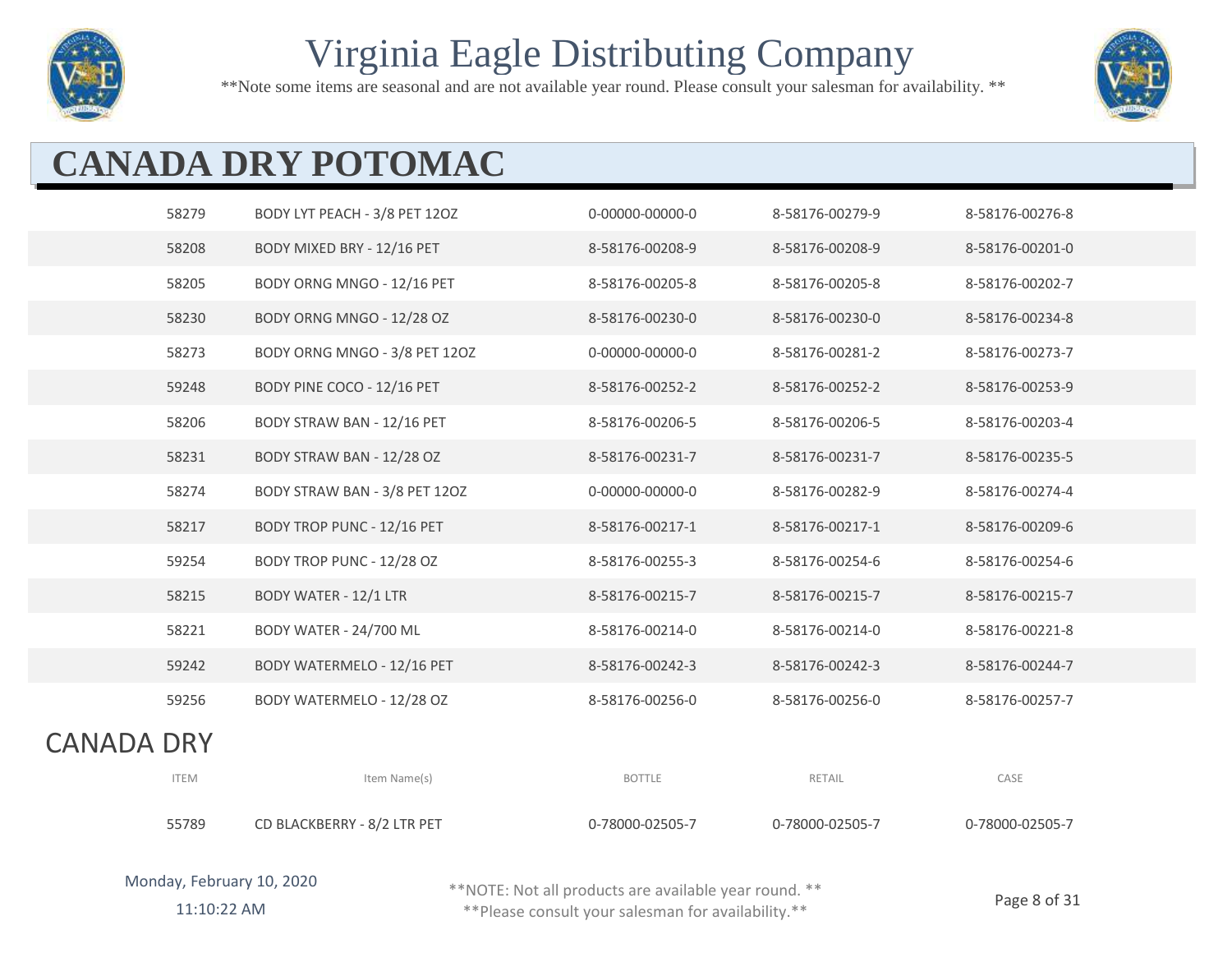# CANADA DRY POTOMAC

| | | | | |
|---|---|---|---|---|
| 58279 | BODY LYT PEACH - 3/8 PET 12OZ | 0-00000-00000-0 | 8-58176-00279-9 | 8-58176-00276-8 |
| 58208 | BODY MIXED BRY - 12/16 PET | 8-58176-00208-9 | 8-58176-00208-9 | 8-58176-00201-0 |
| 58205 | BODY ORNG MNGO - 12/16 PET | 8-58176-00205-8 | 8-58176-00205-8 | 8-58176-00202-7 |
| 58230 | BODY ORNG MNGO - 12/28 OZ | 8-58176-00230-0 | 8-58176-00230-0 | 8-58176-00234-8 |
| 58273 | BODY ORNG MNGO - 3/8 PET 12OZ | 0-00000-00000-0 | 8-58176-00281-2 | 8-58176-00273-7 |
| 59248 | BODY PINE COCO - 12/16 PET | 8-58176-00252-2 | 8-58176-00252-2 | 8-58176-00253-9 |
| 58206 | BODY STRAW BAN - 12/16 PET | 8-58176-00206-5 | 8-58176-00206-5 | 8-58176-00203-4 |
| 58231 | BODY STRAW BAN - 12/28 OZ | 8-58176-00231-7 | 8-58176-00231-7 | 8-58176-00235-5 |
| 58274 | BODY STRAW BAN - 3/8 PET 12OZ | 0-00000-00000-0 | 8-58176-00282-9 | 8-58176-00274-4 |
| 58217 | BODY TROP PUNC - 12/16 PET | 8-58176-00217-1 | 8-58176-00217-1 | 8-58176-00209-6 |
| 59254 | BODY TROP PUNC - 12/28 OZ | 8-58176-00255-3 | 8-58176-00254-6 | 8-58176-00254-6 |
| 58215 | BODY WATER - 12/1 LTR | 8-58176-00215-7 | 8-58176-00215-7 | 8-58176-00215-7 |
| 58221 | BODY WATER - 24/700 ML | 8-58176-00214-0 | 8-58176-00214-0 | 8-58176-00221-8 |
| 59242 | BODY WATERMELO - 12/16 PET | 8-58176-00242-3 | 8-58176-00242-3 | 8-58176-00244-7 |
| 59256 | BODY WATERMELO - 12/28 OZ | 8-58176-00256-0 | 8-58176-00256-0 | 8-58176-00257-7 |

## CANADA DRY

| ITEM | Item Name(s) | BOTTLE | RETAIL | CASE |
|---|---|---|---|---|
| 55789 | CD BLACKBERRY - 8/2 LTR PET | 0-78000-02505-7 | 0-78000-02505-7 | 0-78000-02505-7 |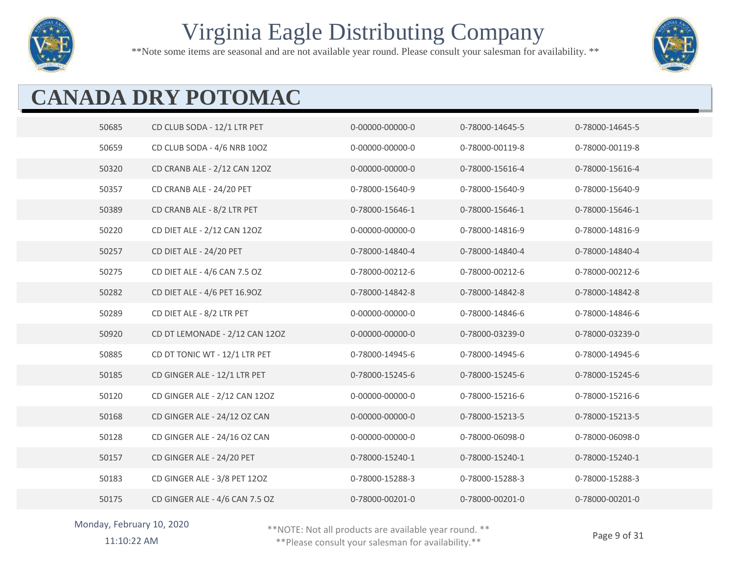# Virginia Eagle Distributing Company

**Note some items are seasonal and are not available year round. Please consult your salesman for availability. **

## CANADA DRY POTOMAC

| | | | | |
|---|---|---|---|---|
| 50685 | CD CLUB SODA - 12/1 LTR PET | 0-00000-00000-0 | 0-78000-14645-5 | 0-78000-14645-5 |
| 50659 | CD CLUB SODA - 4/6 NRB 10OZ | 0-00000-00000-0 | 0-78000-00119-8 | 0-78000-00119-8 |
| 50320 | CD CRANB ALE - 2/12 CAN 12OZ | 0-00000-00000-0 | 0-78000-15616-4 | 0-78000-15616-4 |
| 50357 | CD CRANB ALE - 24/20 PET | 0-78000-15640-9 | 0-78000-15640-9 | 0-78000-15640-9 |
| 50389 | CD CRANB ALE - 8/2 LTR PET | 0-78000-15646-1 | 0-78000-15646-1 | 0-78000-15646-1 |
| 50220 | CD DIET ALE - 2/12 CAN 12OZ | 0-00000-00000-0 | 0-78000-14816-9 | 0-78000-14816-9 |
| 50257 | CD DIET ALE - 24/20 PET | 0-78000-14840-4 | 0-78000-14840-4 | 0-78000-14840-4 |
| 50275 | CD DIET ALE - 4/6 CAN 7.5 OZ | 0-78000-00212-6 | 0-78000-00212-6 | 0-78000-00212-6 |
| 50282 | CD DIET ALE - 4/6 PET 16.9OZ | 0-78000-14842-8 | 0-78000-14842-8 | 0-78000-14842-8 |
| 50289 | CD DIET ALE - 8/2 LTR PET | 0-00000-00000-0 | 0-78000-14846-6 | 0-78000-14846-6 |
| 50920 | CD DT LEMONADE - 2/12 CAN 12OZ | 0-00000-00000-0 | 0-78000-03239-0 | 0-78000-03239-0 |
| 50885 | CD DT TONIC WT - 12/1 LTR PET | 0-78000-14945-6 | 0-78000-14945-6 | 0-78000-14945-6 |
| 50185 | CD GINGER ALE - 12/1 LTR PET | 0-78000-15245-6 | 0-78000-15245-6 | 0-78000-15245-6 |
| 50120 | CD GINGER ALE - 2/12 CAN 12OZ | 0-00000-00000-0 | 0-78000-15216-6 | 0-78000-15216-6 |
| 50168 | CD GINGER ALE - 24/12 OZ CAN | 0-00000-00000-0 | 0-78000-15213-5 | 0-78000-15213-5 |
| 50128 | CD GINGER ALE - 24/16 OZ CAN | 0-00000-00000-0 | 0-78000-06098-0 | 0-78000-06098-0 |
| 50157 | CD GINGER ALE - 24/20 PET | 0-78000-15240-1 | 0-78000-15240-1 | 0-78000-15240-1 |
| 50183 | CD GINGER ALE - 3/8 PET 12OZ | 0-78000-15288-3 | 0-78000-15288-3 | 0-78000-15288-3 |
| 50175 | CD GINGER ALE - 4/6 CAN 7.5 OZ | 0-78000-00201-0 | 0-78000-00201-0 | 0-78000-00201-0 |

Monday, February 10, 2020
11:10:22 AM

**NOTE: Not all products are available year round. **
**Please consult your salesman for availability.**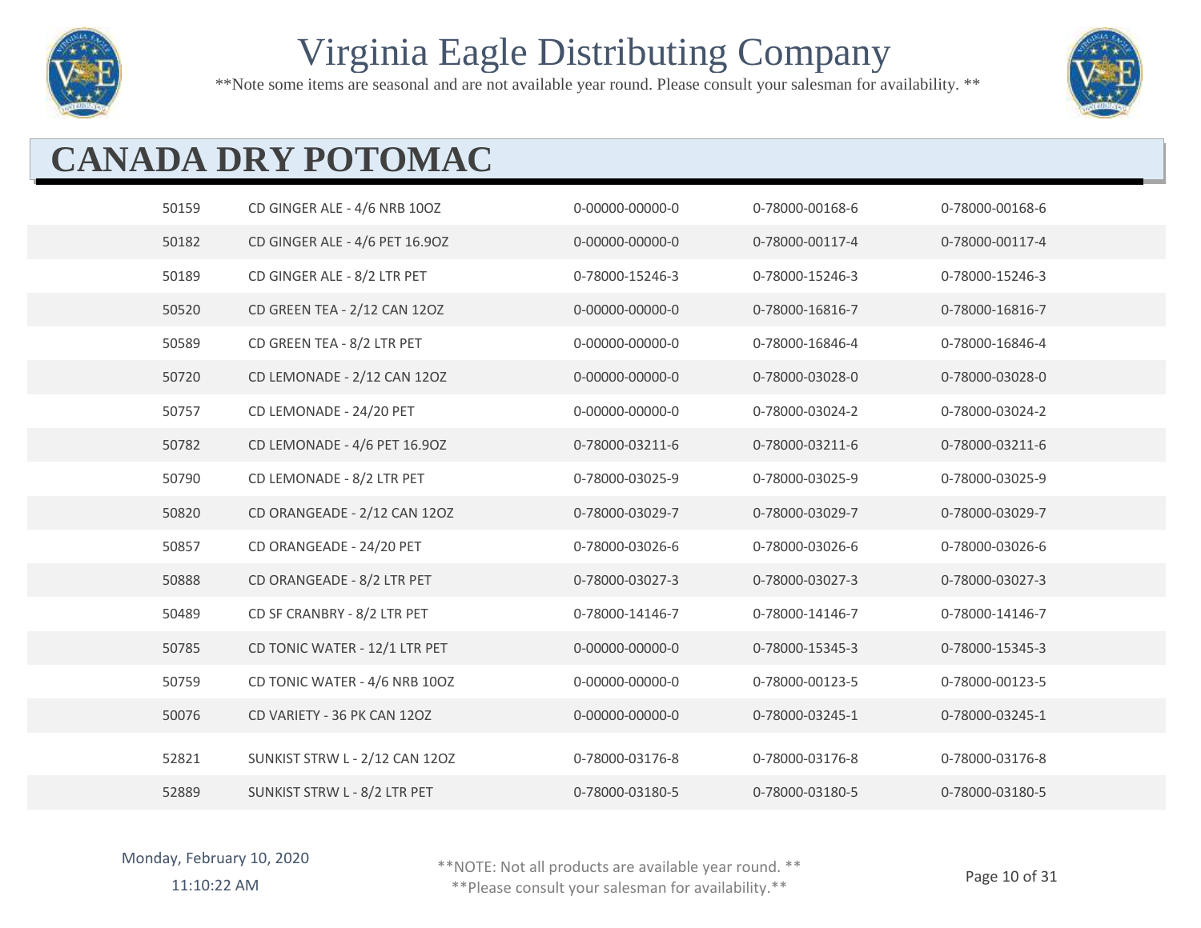# Virginia Eagle Distributing Company

**Note some items are seasonal and are not available year round. Please consult your salesman for availability. **

## CANADA DRY POTOMAC

| | | | | |
|---|---|---|---|---|
| 50159 | CD GINGER ALE - 4/6 NRB 10OZ | 0-00000-00000-0 | 0-78000-00168-6 | 0-78000-00168-6 |
| 50182 | CD GINGER ALE - 4/6 PET 16.9OZ | 0-00000-00000-0 | 0-78000-00117-4 | 0-78000-00117-4 |
| 50189 | CD GINGER ALE - 8/2 LTR PET | 0-78000-15246-3 | 0-78000-15246-3 | 0-78000-15246-3 |
| 50520 | CD GREEN TEA - 2/12 CAN 12OZ | 0-00000-00000-0 | 0-78000-16816-7 | 0-78000-16816-7 |
| 50589 | CD GREEN TEA - 8/2 LTR PET | 0-00000-00000-0 | 0-78000-16846-4 | 0-78000-16846-4 |
| 50720 | CD LEMONADE - 2/12 CAN 12OZ | 0-00000-00000-0 | 0-78000-03028-0 | 0-78000-03028-0 |
| 50757 | CD LEMONADE - 24/20 PET | 0-00000-00000-0 | 0-78000-03024-2 | 0-78000-03024-2 |
| 50782 | CD LEMONADE - 4/6 PET 16.9OZ | 0-78000-03211-6 | 0-78000-03211-6 | 0-78000-03211-6 |
| 50790 | CD LEMONADE - 8/2 LTR PET | 0-78000-03025-9 | 0-78000-03025-9 | 0-78000-03025-9 |
| 50820 | CD ORANGEADE - 2/12 CAN 12OZ | 0-78000-03029-7 | 0-78000-03029-7 | 0-78000-03029-7 |
| 50857 | CD ORANGEADE - 24/20 PET | 0-78000-03026-6 | 0-78000-03026-6 | 0-78000-03026-6 |
| 50888 | CD ORANGEADE - 8/2 LTR PET | 0-78000-03027-3 | 0-78000-03027-3 | 0-78000-03027-3 |
| 50489 | CD SF CRANBRY - 8/2 LTR PET | 0-78000-14146-7 | 0-78000-14146-7 | 0-78000-14146-7 |
| 50785 | CD TONIC WATER - 12/1 LTR PET | 0-00000-00000-0 | 0-78000-15345-3 | 0-78000-15345-3 |
| 50759 | CD TONIC WATER - 4/6 NRB 10OZ | 0-00000-00000-0 | 0-78000-00123-5 | 0-78000-00123-5 |
| 50076 | CD VARIETY - 36 PK CAN 12OZ | 0-00000-00000-0 | 0-78000-03245-1 | 0-78000-03245-1 |
| 52821 | SUNKIST STRW L - 2/12 CAN 12OZ | 0-78000-03176-8 | 0-78000-03176-8 | 0-78000-03176-8 |
| 52889 | SUNKIST STRW L - 8/2 LTR PET | 0-78000-03180-5 | 0-78000-03180-5 | 0-78000-03180-5 |

Monday, February 10, 2020
11:10:22 AM

**NOTE: Not all products are available year round. **
**Please consult your salesman for availability.**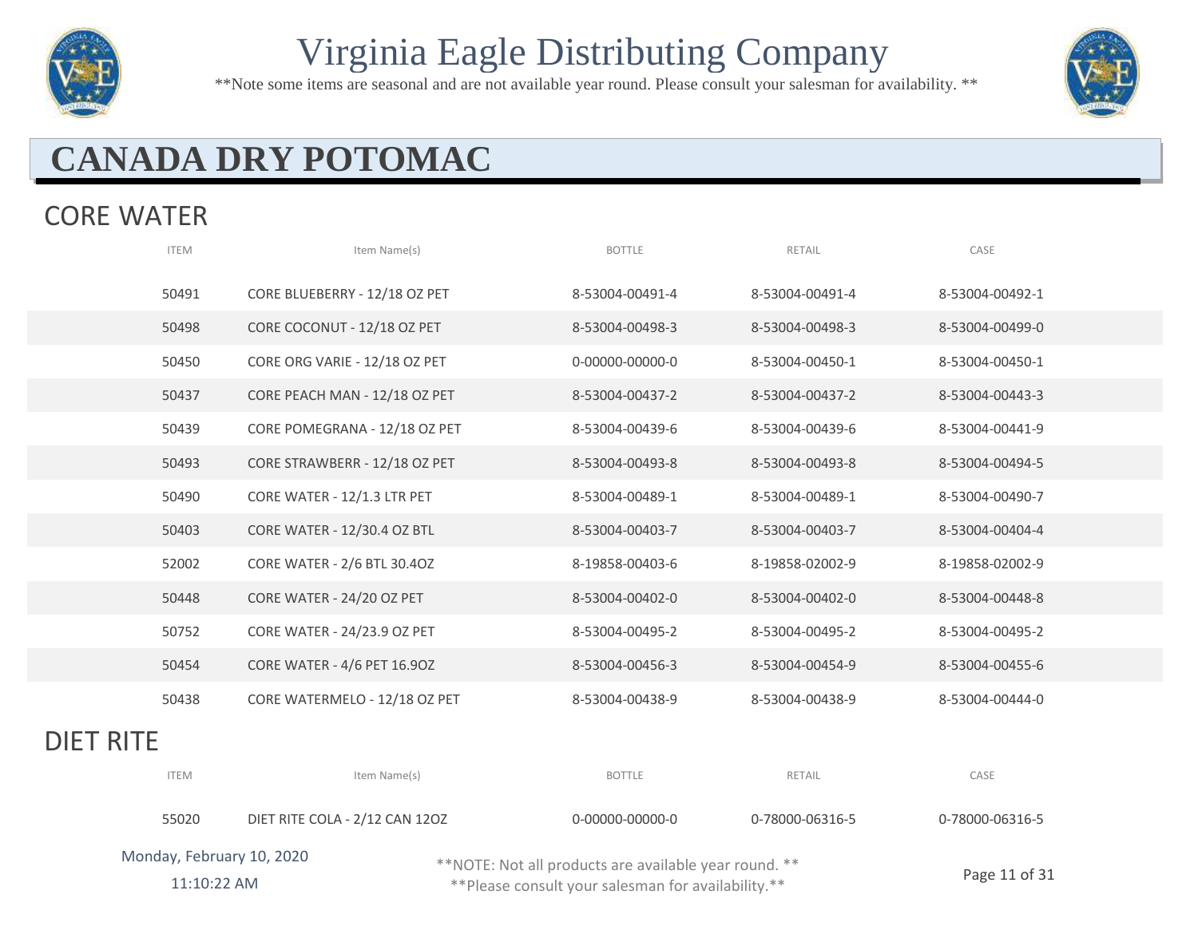# Virginia Eagle Distributing Company

**Note some items are seasonal and are not available year round. Please consult your salesman for availability. **

## CANADA DRY POTOMAC

### CORE WATER

| ITEM | Item Name(s) | BOTTLE | RETAIL | CASE |
|---|---|---|---|---|
| 50491 | CORE BLUEBERRY - 12/18 OZ PET | 8-53004-00491-4 | 8-53004-00491-4 | 8-53004-00492-1 |
| 50498 | CORE COCONUT - 12/18 OZ PET | 8-53004-00498-3 | 8-53004-00498-3 | 8-53004-00499-0 |
| 50450 | CORE ORG VARIE - 12/18 OZ PET | 0-00000-00000-0 | 8-53004-00450-1 | 8-53004-00450-1 |
| 50437 | CORE PEACH MAN - 12/18 OZ PET | 8-53004-00437-2 | 8-53004-00437-2 | 8-53004-00443-3 |
| 50439 | CORE POMEGRANA - 12/18 OZ PET | 8-53004-00439-6 | 8-53004-00439-6 | 8-53004-00441-9 |
| 50493 | CORE STRAWBERR - 12/18 OZ PET | 8-53004-00493-8 | 8-53004-00493-8 | 8-53004-00494-5 |
| 50490 | CORE WATER - 12/1.3 LTR PET | 8-53004-00489-1 | 8-53004-00489-1 | 8-53004-00490-7 |
| 50403 | CORE WATER - 12/30.4 OZ BTL | 8-53004-00403-7 | 8-53004-00403-7 | 8-53004-00404-4 |
| 52002 | CORE WATER - 2/6 BTL 30.4OZ | 8-19858-00403-6 | 8-19858-02002-9 | 8-19858-02002-9 |
| 50448 | CORE WATER - 24/20 OZ PET | 8-53004-00402-0 | 8-53004-00402-0 | 8-53004-00448-8 |
| 50752 | CORE WATER - 24/23.9 OZ PET | 8-53004-00495-2 | 8-53004-00495-2 | 8-53004-00495-2 |
| 50454 | CORE WATER - 4/6 PET 16.9OZ | 8-53004-00456-3 | 8-53004-00454-9 | 8-53004-00455-6 |
| 50438 | CORE WATERMELO - 12/18 OZ PET | 8-53004-00438-9 | 8-53004-00438-9 | 8-53004-00444-0 |

### DIET RITE

| ITEM | Item Name(s) | BOTTLE | RETAIL | CASE |
|---|---|---|---|---|
| 55020 | DIET RITE COLA - 2/12 CAN 12OZ | 0-00000-00000-0 | 0-78000-06316-5 | 0-78000-06316-5 |

Monday, February 10, 2020
11:10:22 AM

**NOTE: Not all products are available year round. **
**Please consult your salesman for availability.**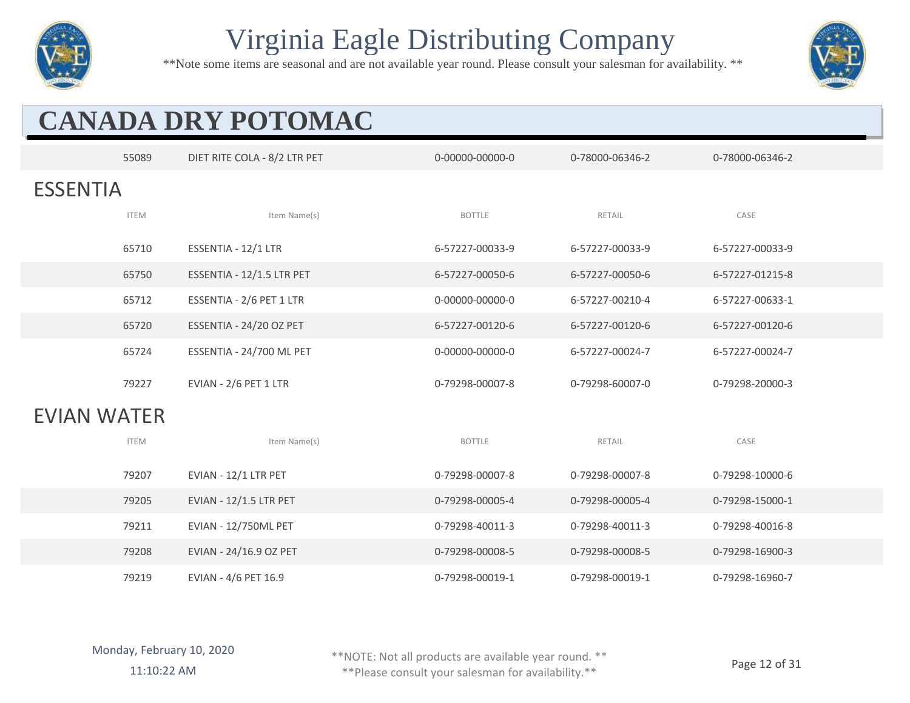# CANADA DRY POTOMAC

| | | | | |
|---|---|---|---|---|
| 55089 | DIET RITE COLA - 8/2 LTR PET | 0-00000-00000-0 | 0-78000-06346-2 | 0-78000-06346-2 |

## ESSENTIA

| ITEM | Item Name(s) | BOTTLE | RETAIL | CASE |
|---|---|---|---|---|
| 65710 | ESSENTIA - 12/1 LTR | 6-57227-00033-9 | 6-57227-00033-9 | 6-57227-00033-9 |
| 65750 | ESSENTIA - 12/1.5 LTR PET | 6-57227-00050-6 | 6-57227-00050-6 | 6-57227-01215-8 |
| 65712 | ESSENTIA - 2/6 PET 1 LTR | 0-00000-00000-0 | 6-57227-00210-4 | 6-57227-00633-1 |
| 65720 | ESSENTIA - 24/20 OZ PET | 6-57227-00120-6 | 6-57227-00120-6 | 6-57227-00120-6 |
| 65724 | ESSENTIA - 24/700 ML PET | 0-00000-00000-0 | 6-57227-00024-7 | 6-57227-00024-7 |
| 79227 | EVIAN - 2/6 PET 1 LTR | 0-79298-00007-8 | 0-79298-60007-0 | 0-79298-20000-3 |

## EVIAN WATER

| ITEM | Item Name(s) | BOTTLE | RETAIL | CASE |
|---|---|---|---|---|
| 79207 | EVIAN - 12/1 LTR PET | 0-79298-00007-8 | 0-79298-00007-8 | 0-79298-10000-6 |
| 79205 | EVIAN - 12/1.5 LTR PET | 0-79298-00005-4 | 0-79298-00005-4 | 0-79298-15000-1 |
| 79211 | EVIAN - 12/750ML PET | 0-79298-40011-3 | 0-79298-40011-3 | 0-79298-40016-8 |
| 79208 | EVIAN - 24/16.9 OZ PET | 0-79298-00008-5 | 0-79298-00008-5 | 0-79298-16900-3 |
| 79219 | EVIAN - 4/6 PET 16.9 | 0-79298-00019-1 | 0-79298-00019-1 | 0-79298-16960-7 |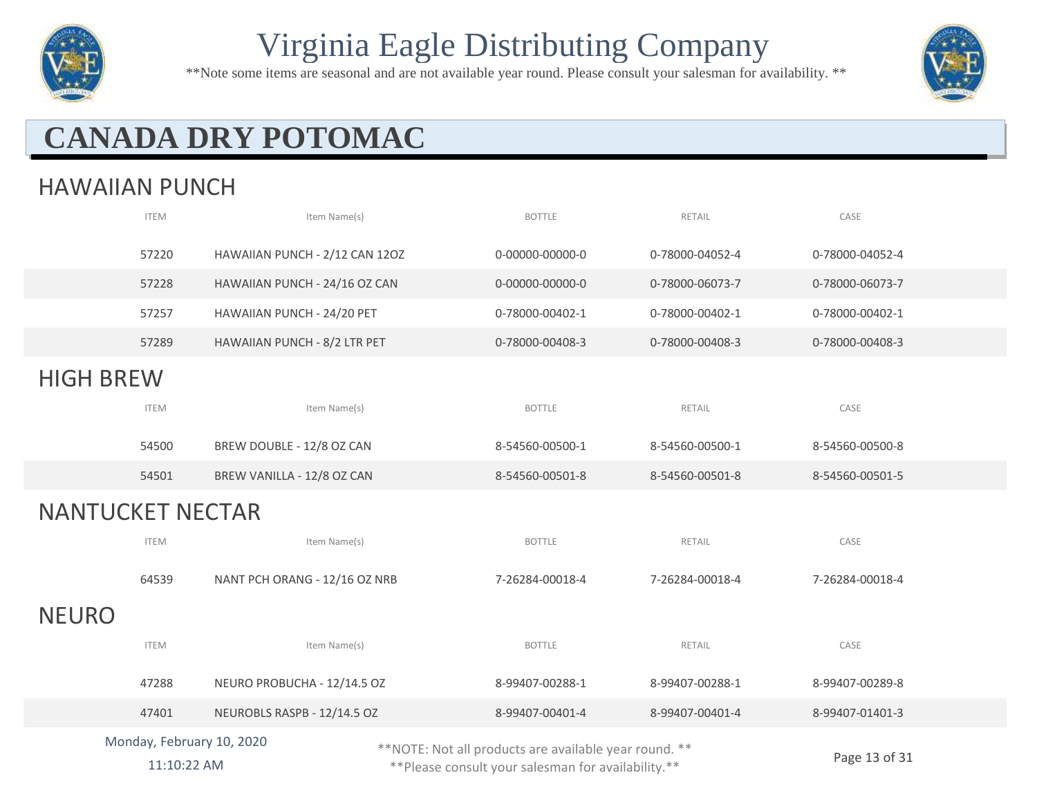# Virginia Eagle Distributing Company

**Note some items are seasonal and are not available year round. Please consult your salesman for availability. **

## CANADA DRY POTOMAC

### HAWAIIAN PUNCH

| ITEM | Item Name(s) | BOTTLE | RETAIL | CASE |
|---|---|---|---|---|
| 57220 | HAWAIIAN PUNCH - 2/12 CAN 12OZ | 0-00000-00000-0 | 0-78000-04052-4 | 0-78000-04052-4 |
| 57228 | HAWAIIAN PUNCH - 24/16 OZ CAN | 0-00000-00000-0 | 0-78000-06073-7 | 0-78000-06073-7 |
| 57257 | HAWAIIAN PUNCH - 24/20 PET | 0-78000-00402-1 | 0-78000-00402-1 | 0-78000-00402-1 |
| 57289 | HAWAIIAN PUNCH - 8/2 LTR PET | 0-78000-00408-3 | 0-78000-00408-3 | 0-78000-00408-3 |

### HIGH BREW

| ITEM | Item Name(s) | BOTTLE | RETAIL | CASE |
|---|---|---|---|---|
| 54500 | BREW DOUBLE - 12/8 OZ CAN | 8-54560-00500-1 | 8-54560-00500-1 | 8-54560-00500-8 |
| 54501 | BREW VANILLA - 12/8 OZ CAN | 8-54560-00501-8 | 8-54560-00501-8 | 8-54560-00501-5 |

### NANTUCKET NECTAR

| ITEM | Item Name(s) | BOTTLE | RETAIL | CASE |
|---|---|---|---|---|
| 64539 | NANT PCH ORANG - 12/16 OZ NRB | 7-26284-00018-4 | 7-26284-00018-4 | 7-26284-00018-4 |

### NEURO

| ITEM | Item Name(s) | BOTTLE | RETAIL | CASE |
|---|---|---|---|---|
| 47288 | NEURO PROBUCHA - 12/14.5 OZ | 8-99407-00288-1 | 8-99407-00288-1 | 8-99407-00289-8 |
| 47401 | NEUROBLS RASPB - 12/14.5 OZ | 8-99407-00401-4 | 8-99407-00401-4 | 8-99407-01401-3 |

Monday, February 10, 2020
11:10:22 AM

**NOTE: Not all products are available year round. **
**Please consult your salesman for availability.**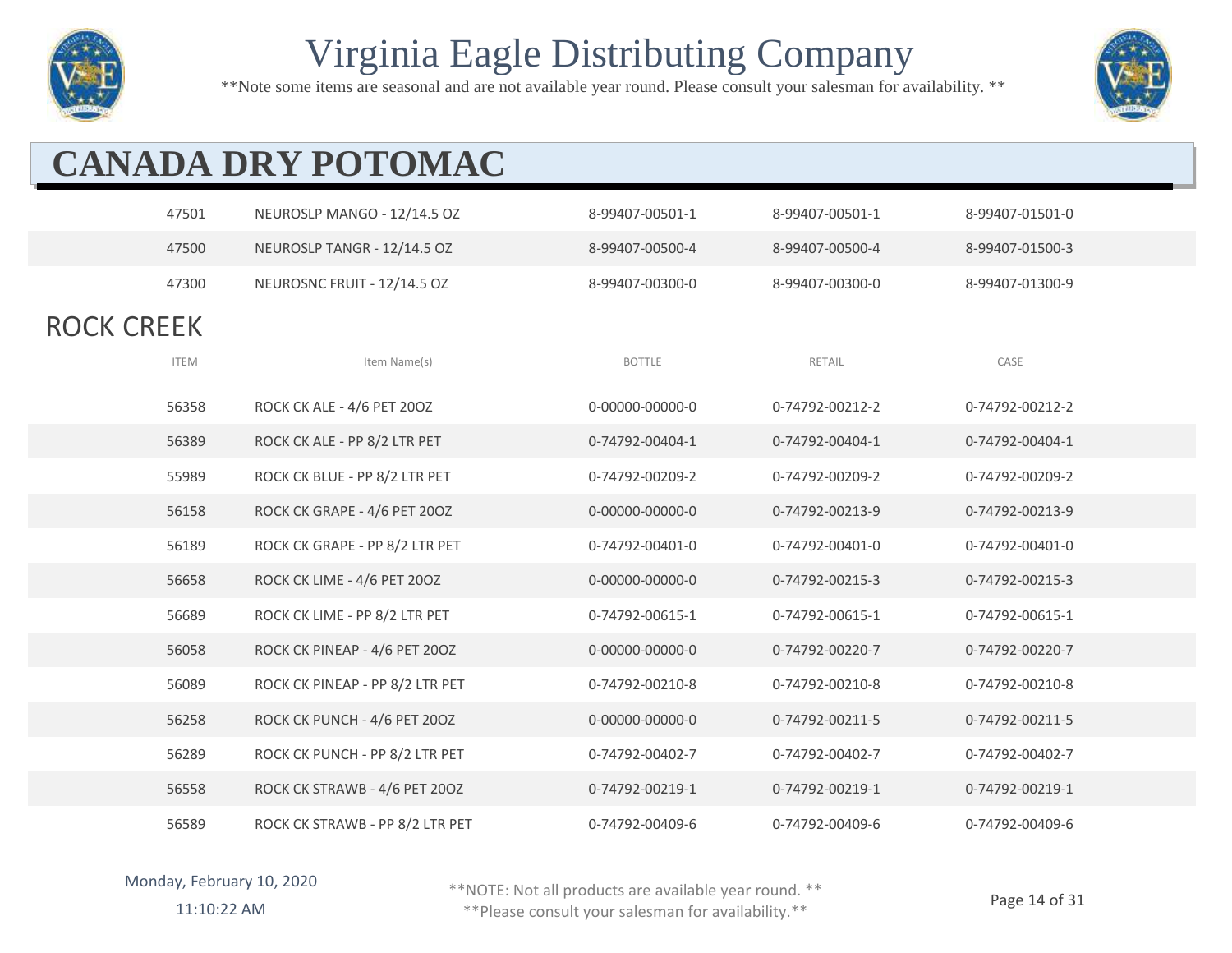# Virginia Eagle Distributing Company

**Note some items are seasonal and are not available year round. Please consult your salesman for availability. **

## CANADA DRY POTOMAC

| | | | | |
|---|---|---|---|---|
| 47501 | NEUROSLP MANGO - 12/14.5 OZ | 8-99407-00501-1 | 8-99407-00501-1 | 8-99407-01501-0 |
| 47500 | NEUROSLP TANGR - 12/14.5 OZ | 8-99407-00500-4 | 8-99407-00500-4 | 8-99407-01500-3 |
| 47300 | NEUROSNC FRUIT - 12/14.5 OZ | 8-99407-00300-0 | 8-99407-00300-0 | 8-99407-01300-9 |

### ROCK CREEK

| ITEM | Item Name(s) | BOTTLE | RETAIL | CASE |
|---|---|---|---|---|
| 56358 | ROCK CK ALE - 4/6 PET 20OZ | 0-00000-00000-0 | 0-74792-00212-2 | 0-74792-00212-2 |
| 56389 | ROCK CK ALE - PP 8/2 LTR PET | 0-74792-00404-1 | 0-74792-00404-1 | 0-74792-00404-1 |
| 55989 | ROCK CK BLUE - PP 8/2 LTR PET | 0-74792-00209-2 | 0-74792-00209-2 | 0-74792-00209-2 |
| 56158 | ROCK CK GRAPE - 4/6 PET 20OZ | 0-00000-00000-0 | 0-74792-00213-9 | 0-74792-00213-9 |
| 56189 | ROCK CK GRAPE - PP 8/2 LTR PET | 0-74792-00401-0 | 0-74792-00401-0 | 0-74792-00401-0 |
| 56658 | ROCK CK LIME - 4/6 PET 20OZ | 0-00000-00000-0 | 0-74792-00215-3 | 0-74792-00215-3 |
| 56689 | ROCK CK LIME - PP 8/2 LTR PET | 0-74792-00615-1 | 0-74792-00615-1 | 0-74792-00615-1 |
| 56058 | ROCK CK PINEAP - 4/6 PET 20OZ | 0-00000-00000-0 | 0-74792-00220-7 | 0-74792-00220-7 |
| 56089 | ROCK CK PINEAP - PP 8/2 LTR PET | 0-74792-00210-8 | 0-74792-00210-8 | 0-74792-00210-8 |
| 56258 | ROCK CK PUNCH - 4/6 PET 20OZ | 0-00000-00000-0 | 0-74792-00211-5 | 0-74792-00211-5 |
| 56289 | ROCK CK PUNCH - PP 8/2 LTR PET | 0-74792-00402-7 | 0-74792-00402-7 | 0-74792-00402-7 |
| 56558 | ROCK CK STRAWB - 4/6 PET 20OZ | 0-74792-00219-1 | 0-74792-00219-1 | 0-74792-00219-1 |
| 56589 | ROCK CK STRAWB - PP 8/2 LTR PET | 0-74792-00409-6 | 0-74792-00409-6 | 0-74792-00409-6 |

Monday, February 10, 2020
11:10:22 AM

**NOTE: Not all products are available year round. **
**Please consult your salesman for availability.**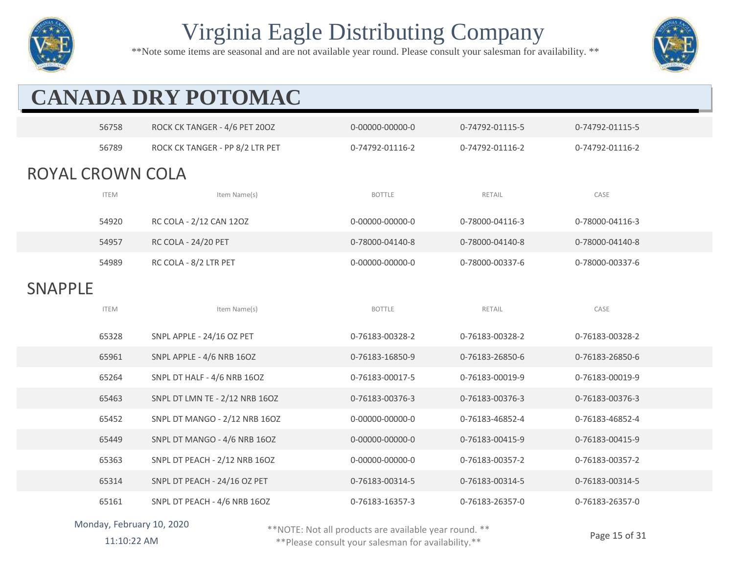# Virginia Eagle Distributing Company

**Note some items are seasonal and are not available year round. Please consult your salesman for availability. **

# CANADA DRY POTOMAC

| ITEM | Item Name(s) | BOTTLE | RETAIL | CASE |
|---|---|---|---|---|
| 56758 | ROCK CK TANGER - 4/6 PET 20OZ | 0-00000-00000-0 | 0-74792-01115-5 | 0-74792-01115-5 |
| 56789 | ROCK CK TANGER - PP 8/2 LTR PET | 0-74792-01116-2 | 0-74792-01116-2 | 0-74792-01116-2 |

## ROYAL CROWN COLA

| ITEM | Item Name(s) | BOTTLE | RETAIL | CASE |
|---|---|---|---|---|
| 54920 | RC COLA - 2/12 CAN 12OZ | 0-00000-00000-0 | 0-78000-04116-3 | 0-78000-04116-3 |
| 54957 | RC COLA - 24/20 PET | 0-78000-04140-8 | 0-78000-04140-8 | 0-78000-04140-8 |
| 54989 | RC COLA - 8/2 LTR PET | 0-00000-00000-0 | 0-78000-00337-6 | 0-78000-00337-6 |

## SNAPPLE

| ITEM | Item Name(s) | BOTTLE | RETAIL | CASE |
|---|---|---|---|---|
| 65328 | SNPL APPLE - 24/16 OZ PET | 0-76183-00328-2 | 0-76183-00328-2 | 0-76183-00328-2 |
| 65961 | SNPL APPLE - 4/6 NRB 16OZ | 0-76183-16850-9 | 0-76183-26850-6 | 0-76183-26850-6 |
| 65264 | SNPL DT HALF - 4/6 NRB 16OZ | 0-76183-00017-5 | 0-76183-00019-9 | 0-76183-00019-9 |
| 65463 | SNPL DT LMN TE - 2/12 NRB 16OZ | 0-76183-00376-3 | 0-76183-00376-3 | 0-76183-00376-3 |
| 65452 | SNPL DT MANGO - 2/12 NRB 16OZ | 0-00000-00000-0 | 0-76183-46852-4 | 0-76183-46852-4 |
| 65449 | SNPL DT MANGO - 4/6 NRB 16OZ | 0-00000-00000-0 | 0-76183-00415-9 | 0-76183-00415-9 |
| 65363 | SNPL DT PEACH - 2/12 NRB 16OZ | 0-00000-00000-0 | 0-76183-00357-2 | 0-76183-00357-2 |
| 65314 | SNPL DT PEACH - 24/16 OZ PET | 0-76183-00314-5 | 0-76183-00314-5 | 0-76183-00314-5 |
| 65161 | SNPL DT PEACH - 4/6 NRB 16OZ | 0-76183-16357-3 | 0-76183-26357-0 | 0-76183-26357-0 |

Monday, February 10, 2020
11:10:22 AM

**NOTE: Not all products are available year round. **
**Please consult your salesman for availability.**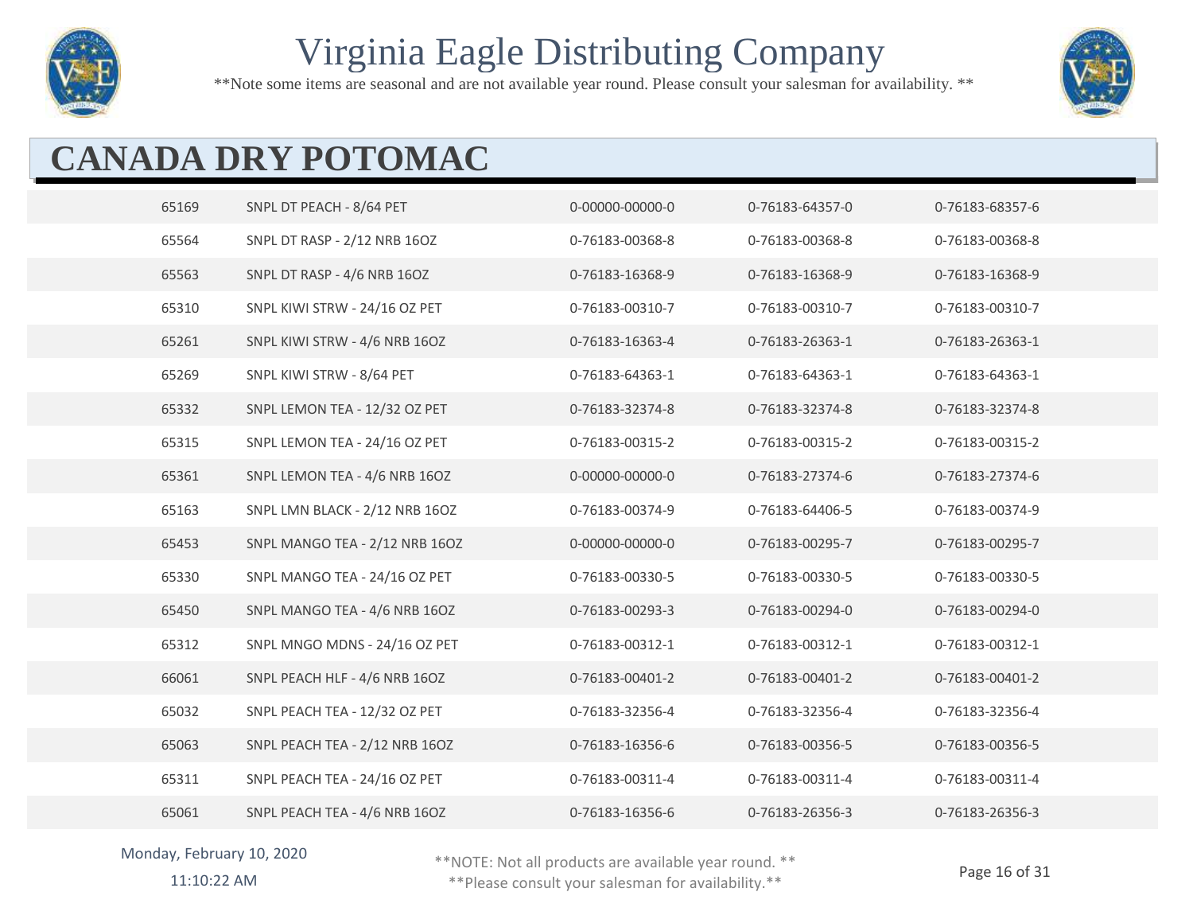# Virginia Eagle Distributing Company

**Note some items are seasonal and are not available year round. Please consult your salesman for availability. **

## CANADA DRY POTOMAC

| | | | | |
|---|---|---|---|---|
| 65169 | SNPL DT PEACH - 8/64 PET | 0-00000-00000-0 | 0-76183-64357-0 | 0-76183-68357-6 |
| 65564 | SNPL DT RASP - 2/12 NRB 16OZ | 0-76183-00368-8 | 0-76183-00368-8 | 0-76183-00368-8 |
| 65563 | SNPL DT RASP - 4/6 NRB 16OZ | 0-76183-16368-9 | 0-76183-16368-9 | 0-76183-16368-9 |
| 65310 | SNPL KIWI STRW - 24/16 OZ PET | 0-76183-00310-7 | 0-76183-00310-7 | 0-76183-00310-7 |
| 65261 | SNPL KIWI STRW - 4/6 NRB 16OZ | 0-76183-16363-4 | 0-76183-26363-1 | 0-76183-26363-1 |
| 65269 | SNPL KIWI STRW - 8/64 PET | 0-76183-64363-1 | 0-76183-64363-1 | 0-76183-64363-1 |
| 65332 | SNPL LEMON TEA - 12/32 OZ PET | 0-76183-32374-8 | 0-76183-32374-8 | 0-76183-32374-8 |
| 65315 | SNPL LEMON TEA - 24/16 OZ PET | 0-76183-00315-2 | 0-76183-00315-2 | 0-76183-00315-2 |
| 65361 | SNPL LEMON TEA - 4/6 NRB 16OZ | 0-00000-00000-0 | 0-76183-27374-6 | 0-76183-27374-6 |
| 65163 | SNPL LMN BLACK - 2/12 NRB 16OZ | 0-76183-00374-9 | 0-76183-64406-5 | 0-76183-00374-9 |
| 65453 | SNPL MANGO TEA - 2/12 NRB 16OZ | 0-00000-00000-0 | 0-76183-00295-7 | 0-76183-00295-7 |
| 65330 | SNPL MANGO TEA - 24/16 OZ PET | 0-76183-00330-5 | 0-76183-00330-5 | 0-76183-00330-5 |
| 65450 | SNPL MANGO TEA - 4/6 NRB 16OZ | 0-76183-00293-3 | 0-76183-00294-0 | 0-76183-00294-0 |
| 65312 | SNPL MNGO MDNS - 24/16 OZ PET | 0-76183-00312-1 | 0-76183-00312-1 | 0-76183-00312-1 |
| 66061 | SNPL PEACH HLF - 4/6 NRB 16OZ | 0-76183-00401-2 | 0-76183-00401-2 | 0-76183-00401-2 |
| 65032 | SNPL PEACH TEA - 12/32 OZ PET | 0-76183-32356-4 | 0-76183-32356-4 | 0-76183-32356-4 |
| 65063 | SNPL PEACH TEA - 2/12 NRB 16OZ | 0-76183-16356-6 | 0-76183-00356-5 | 0-76183-00356-5 |
| 65311 | SNPL PEACH TEA - 24/16 OZ PET | 0-76183-00311-4 | 0-76183-00311-4 | 0-76183-00311-4 |
| 65061 | SNPL PEACH TEA - 4/6 NRB 16OZ | 0-76183-16356-6 | 0-76183-26356-3 | 0-76183-26356-3 |

Monday, February 10, 2020
11:10:22 AM

**NOTE: Not all products are available year round. **
**Please consult your salesman for availability.**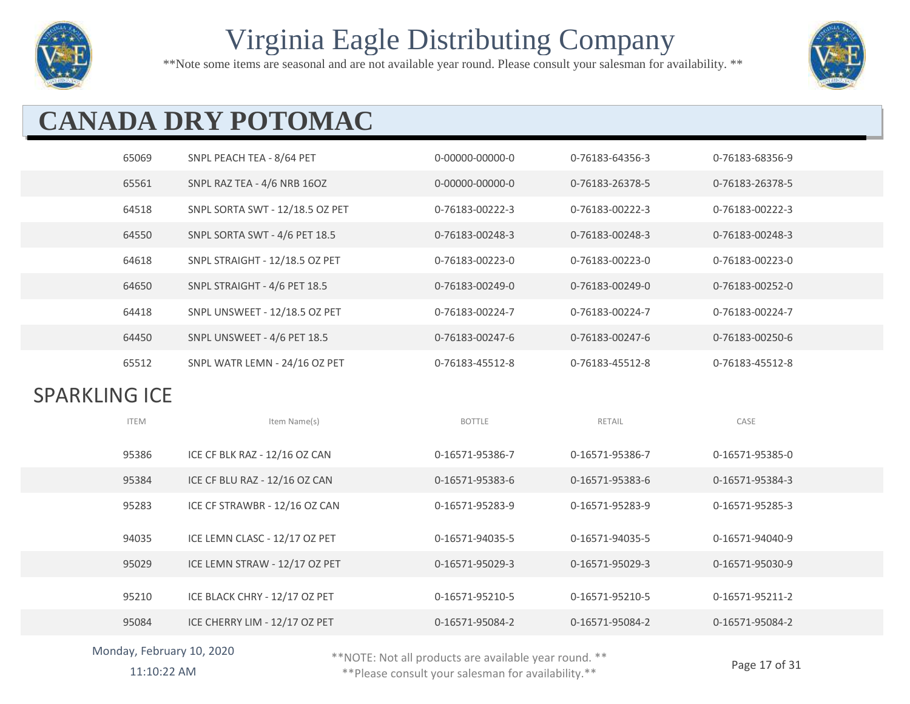# Virginia Eagle Distributing Company

**Note some items are seasonal and are not available year round. Please consult your salesman for availability. **

## CANADA DRY POTOMAC

| ITEM | Item Name(s) | BOTTLE | RETAIL | CASE |
|---|---|---|---|---|
| 65069 | SNPL PEACH TEA - 8/64 PET | 0-00000-00000-0 | 0-76183-64356-3 | 0-76183-68356-9 |
| 65561 | SNPL RAZ TEA - 4/6 NRB 16OZ | 0-00000-00000-0 | 0-76183-26378-5 | 0-76183-26378-5 |
| 64518 | SNPL SORTA SWT - 12/18.5 OZ PET | 0-76183-00222-3 | 0-76183-00222-3 | 0-76183-00222-3 |
| 64550 | SNPL SORTA SWT - 4/6 PET 18.5 | 0-76183-00248-3 | 0-76183-00248-3 | 0-76183-00248-3 |
| 64618 | SNPL STRAIGHT - 12/18.5 OZ PET | 0-76183-00223-0 | 0-76183-00223-0 | 0-76183-00223-0 |
| 64650 | SNPL STRAIGHT - 4/6 PET 18.5 | 0-76183-00249-0 | 0-76183-00249-0 | 0-76183-00252-0 |
| 64418 | SNPL UNSWEET - 12/18.5 OZ PET | 0-76183-00224-7 | 0-76183-00224-7 | 0-76183-00224-7 |
| 64450 | SNPL UNSWEET - 4/6 PET 18.5 | 0-76183-00247-6 | 0-76183-00247-6 | 0-76183-00250-6 |
| 65512 | SNPL WATR LEMN - 24/16 OZ PET | 0-76183-45512-8 | 0-76183-45512-8 | 0-76183-45512-8 |

### SPARKLING ICE

| ITEM | Item Name(s) | BOTTLE | RETAIL | CASE |
|---|---|---|---|---|
| 95386 | ICE CF BLK RAZ - 12/16 OZ CAN | 0-16571-95386-7 | 0-16571-95386-7 | 0-16571-95385-0 |
| 95384 | ICE CF BLU RAZ - 12/16 OZ CAN | 0-16571-95383-6 | 0-16571-95383-6 | 0-16571-95384-3 |
| 95283 | ICE CF STRAWBR - 12/16 OZ CAN | 0-16571-95283-9 | 0-16571-95283-9 | 0-16571-95285-3 |
| 94035 | ICE LEMN CLASC - 12/17 OZ PET | 0-16571-94035-5 | 0-16571-94035-5 | 0-16571-94040-9 |
| 95029 | ICE LEMN STRAW - 12/17 OZ PET | 0-16571-95029-3 | 0-16571-95029-3 | 0-16571-95030-9 |
| 95210 | ICE BLACK CHRY - 12/17 OZ PET | 0-16571-95210-5 | 0-16571-95210-5 | 0-16571-95211-2 |
| 95084 | ICE CHERRY LIM - 12/17 OZ PET | 0-16571-95084-2 | 0-16571-95084-2 | 0-16571-95084-2 |

Monday, February 10, 2020
11:10:22 AM

**NOTE: Not all products are available year round. **
**Please consult your salesman for availability.**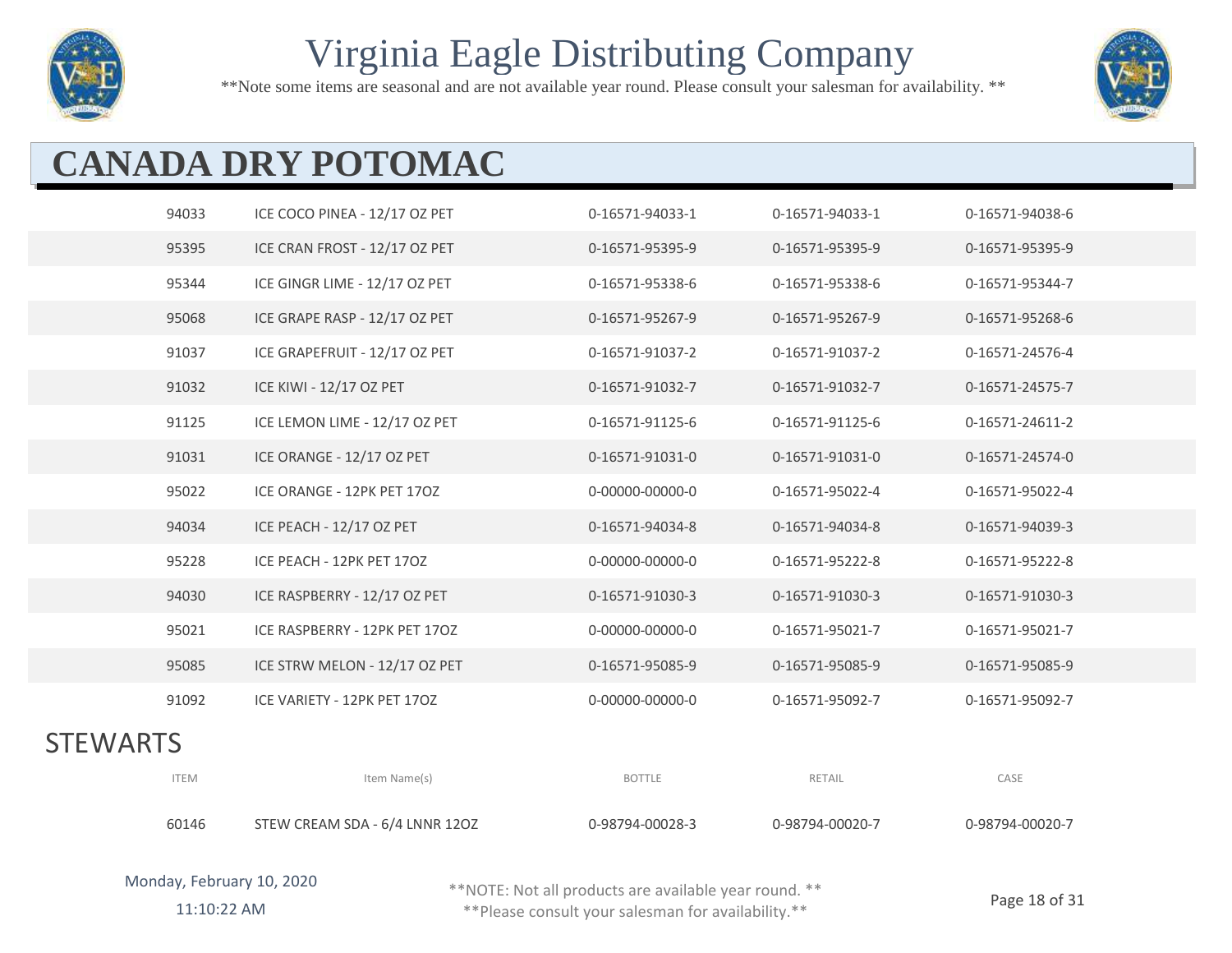# Virginia Eagle Distributing Company

**Note some items are seasonal and are not available year round. Please consult your salesman for availability. **

## CANADA DRY POTOMAC

| ITEM | Item Name(s) | BOTTLE | RETAIL | CASE |
|---|---|---|---|---|
| 94033 | ICE COCO PINEA - 12/17 OZ PET | 0-16571-94033-1 | 0-16571-94033-1 | 0-16571-94038-6 |
| 95395 | ICE CRAN FROST - 12/17 OZ PET | 0-16571-95395-9 | 0-16571-95395-9 | 0-16571-95395-9 |
| 95344 | ICE GINGR LIME - 12/17 OZ PET | 0-16571-95338-6 | 0-16571-95338-6 | 0-16571-95344-7 |
| 95068 | ICE GRAPE RASP - 12/17 OZ PET | 0-16571-95267-9 | 0-16571-95267-9 | 0-16571-95268-6 |
| 91037 | ICE GRAPEFRUIT - 12/17 OZ PET | 0-16571-91037-2 | 0-16571-91037-2 | 0-16571-24576-4 |
| 91032 | ICE KIWI - 12/17 OZ PET | 0-16571-91032-7 | 0-16571-91032-7 | 0-16571-24575-7 |
| 91125 | ICE LEMON LIME - 12/17 OZ PET | 0-16571-91125-6 | 0-16571-91125-6 | 0-16571-24611-2 |
| 91031 | ICE ORANGE - 12/17 OZ PET | 0-16571-91031-0 | 0-16571-91031-0 | 0-16571-24574-0 |
| 95022 | ICE ORANGE - 12PK PET 17OZ | 0-00000-00000-0 | 0-16571-95022-4 | 0-16571-95022-4 |
| 94034 | ICE PEACH - 12/17 OZ PET | 0-16571-94034-8 | 0-16571-94034-8 | 0-16571-94039-3 |
| 95228 | ICE PEACH - 12PK PET 17OZ | 0-00000-00000-0 | 0-16571-95222-8 | 0-16571-95222-8 |
| 94030 | ICE RASPBERRY - 12/17 OZ PET | 0-16571-91030-3 | 0-16571-91030-3 | 0-16571-91030-3 |
| 95021 | ICE RASPBERRY - 12PK PET 17OZ | 0-00000-00000-0 | 0-16571-95021-7 | 0-16571-95021-7 |
| 95085 | ICE STRW MELON - 12/17 OZ PET | 0-16571-95085-9 | 0-16571-95085-9 | 0-16571-95085-9 |
| 91092 | ICE VARIETY - 12PK PET 17OZ | 0-00000-00000-0 | 0-16571-95092-7 | 0-16571-95092-7 |

## STEWARTS

| ITEM | Item Name(s) | BOTTLE | RETAIL | CASE |
|---|---|---|---|---|
| 60146 | STEW CREAM SDA - 6/4 LNNR 12OZ | 0-98794-00028-3 | 0-98794-00020-7 | 0-98794-00020-7 |

Monday, February 10, 2020 11:10:22 AM

**NOTE: Not all products are available year round. ** **Please consult your salesman for availability.**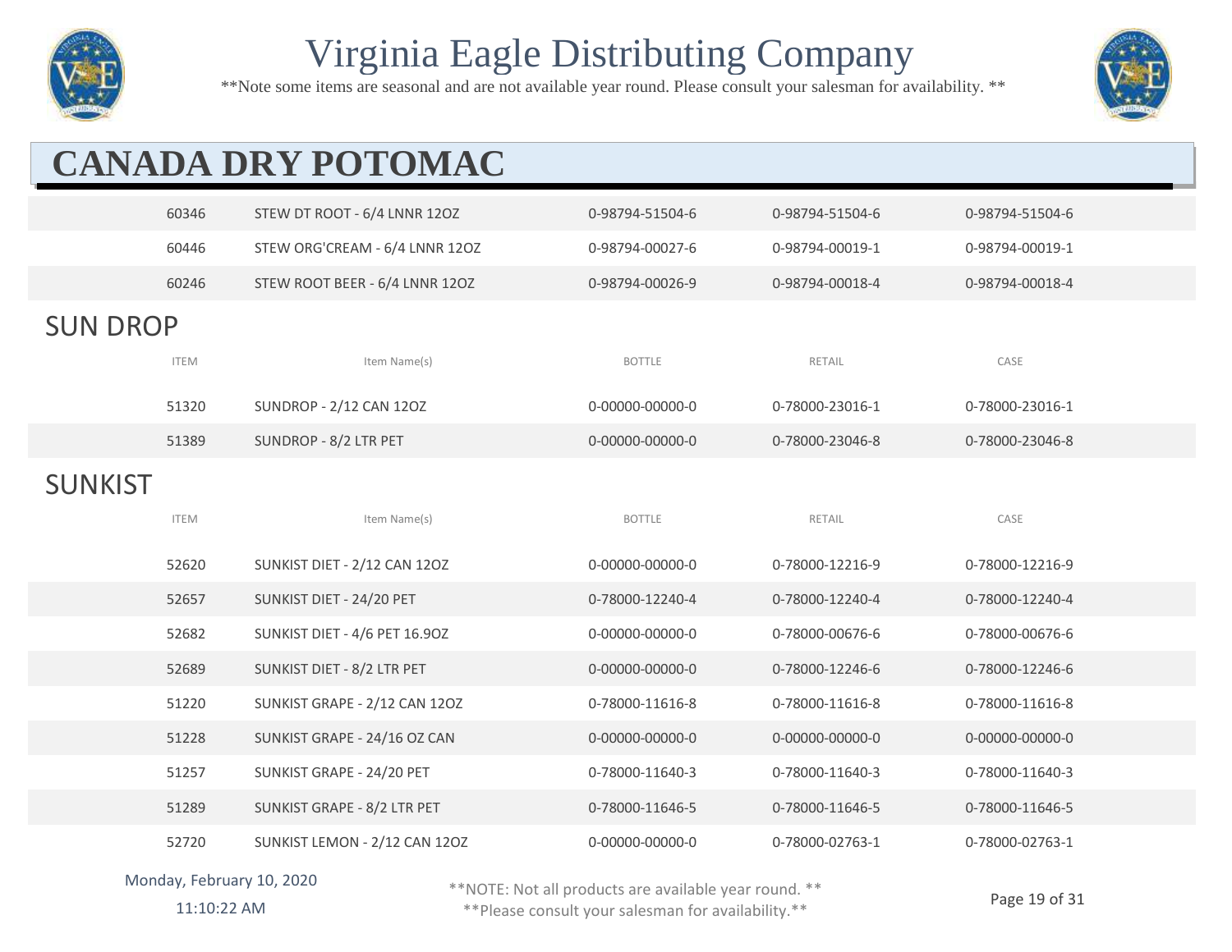# Virginia Eagle Distributing Company

**Note some items are seasonal and are not available year round. Please consult your salesman for availability.**

## CANADA DRY POTOMAC

| ITEM | Item Name(s) | BOTTLE | RETAIL | CASE |
|---|---|---|---|---|
| 60346 | STEW DT ROOT - 6/4 LNNR 12OZ | 0-98794-51504-6 | 0-98794-51504-6 | 0-98794-51504-6 |
| 60446 | STEW ORG'CREAM - 6/4 LNNR 12OZ | 0-98794-00027-6 | 0-98794-00019-1 | 0-98794-00019-1 |
| 60246 | STEW ROOT BEER - 6/4 LNNR 12OZ | 0-98794-00026-9 | 0-98794-00018-4 | 0-98794-00018-4 |

### SUN DROP

| ITEM | Item Name(s) | BOTTLE | RETAIL | CASE |
|---|---|---|---|---|
| 51320 | SUNDROP - 2/12 CAN 12OZ | 0-00000-00000-0 | 0-78000-23016-1 | 0-78000-23016-1 |
| 51389 | SUNDROP - 8/2 LTR PET | 0-00000-00000-0 | 0-78000-23046-8 | 0-78000-23046-8 |

### SUNKIST

| ITEM | Item Name(s) | BOTTLE | RETAIL | CASE |
|---|---|---|---|---|
| 52620 | SUNKIST DIET - 2/12 CAN 12OZ | 0-00000-00000-0 | 0-78000-12216-9 | 0-78000-12216-9 |
| 52657 | SUNKIST DIET - 24/20 PET | 0-78000-12240-4 | 0-78000-12240-4 | 0-78000-12240-4 |
| 52682 | SUNKIST DIET - 4/6 PET 16.9OZ | 0-00000-00000-0 | 0-78000-00676-6 | 0-78000-00676-6 |
| 52689 | SUNKIST DIET - 8/2 LTR PET | 0-00000-00000-0 | 0-78000-12246-6 | 0-78000-12246-6 |
| 51220 | SUNKIST GRAPE - 2/12 CAN 12OZ | 0-78000-11616-8 | 0-78000-11616-8 | 0-78000-11616-8 |
| 51228 | SUNKIST GRAPE - 24/16 OZ CAN | 0-00000-00000-0 | 0-00000-00000-0 | 0-00000-00000-0 |
| 51257 | SUNKIST GRAPE - 24/20 PET | 0-78000-11640-3 | 0-78000-11640-3 | 0-78000-11640-3 |
| 51289 | SUNKIST GRAPE - 8/2 LTR PET | 0-78000-11646-5 | 0-78000-11646-5 | 0-78000-11646-5 |
| 52720 | SUNKIST LEMON - 2/12 CAN 12OZ | 0-00000-00000-0 | 0-78000-02763-1 | 0-78000-02763-1 |

Monday, February 10, 2020
11:10:22 AM

**NOTE: Not all products are available year round. **
**Please consult your salesman for availability.**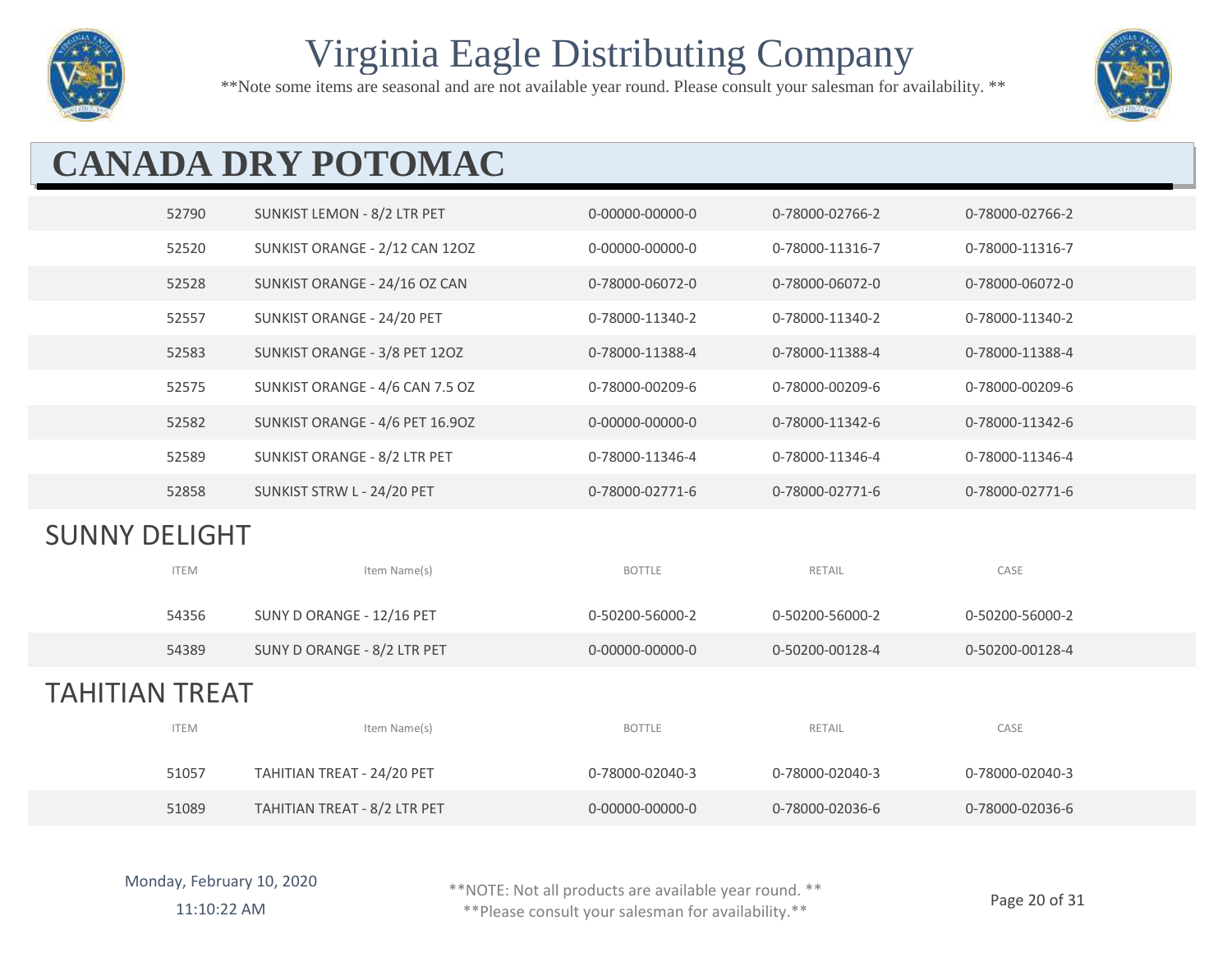# Virginia Eagle Distributing Company

**Note some items are seasonal and are not available year round. Please consult your salesman for availability. **

## CANADA DRY POTOMAC

| ITEM | Item Name(s) | BOTTLE | RETAIL | CASE |
|---|---|---|---|---|
| 52790 | SUNKIST LEMON - 8/2 LTR PET | 0-00000-00000-0 | 0-78000-02766-2 | 0-78000-02766-2 |
| 52520 | SUNKIST ORANGE - 2/12 CAN 12OZ | 0-00000-00000-0 | 0-78000-11316-7 | 0-78000-11316-7 |
| 52528 | SUNKIST ORANGE - 24/16 OZ CAN | 0-78000-06072-0 | 0-78000-06072-0 | 0-78000-06072-0 |
| 52557 | SUNKIST ORANGE - 24/20 PET | 0-78000-11340-2 | 0-78000-11340-2 | 0-78000-11340-2 |
| 52583 | SUNKIST ORANGE - 3/8 PET 12OZ | 0-78000-11388-4 | 0-78000-11388-4 | 0-78000-11388-4 |
| 52575 | SUNKIST ORANGE - 4/6 CAN 7.5 OZ | 0-78000-00209-6 | 0-78000-00209-6 | 0-78000-00209-6 |
| 52582 | SUNKIST ORANGE - 4/6 PET 16.9OZ | 0-00000-00000-0 | 0-78000-11342-6 | 0-78000-11342-6 |
| 52589 | SUNKIST ORANGE - 8/2 LTR PET | 0-78000-11346-4 | 0-78000-11346-4 | 0-78000-11346-4 |
| 52858 | SUNKIST STRW L - 24/20 PET | 0-78000-02771-6 | 0-78000-02771-6 | 0-78000-02771-6 |

### SUNNY DELIGHT

| ITEM | Item Name(s) | BOTTLE | RETAIL | CASE |
|---|---|---|---|---|
| 54356 | SUNY D ORANGE - 12/16 PET | 0-50200-56000-2 | 0-50200-56000-2 | 0-50200-56000-2 |
| 54389 | SUNY D ORANGE - 8/2 LTR PET | 0-00000-00000-0 | 0-50200-00128-4 | 0-50200-00128-4 |

### TAHITIAN TREAT

| ITEM | Item Name(s) | BOTTLE | RETAIL | CASE |
|---|---|---|---|---|
| 51057 | TAHITIAN TREAT - 24/20 PET | 0-78000-02040-3 | 0-78000-02040-3 | 0-78000-02040-3 |
| 51089 | TAHITIAN TREAT - 8/2 LTR PET | 0-00000-00000-0 | 0-78000-02036-6 | 0-78000-02036-6 |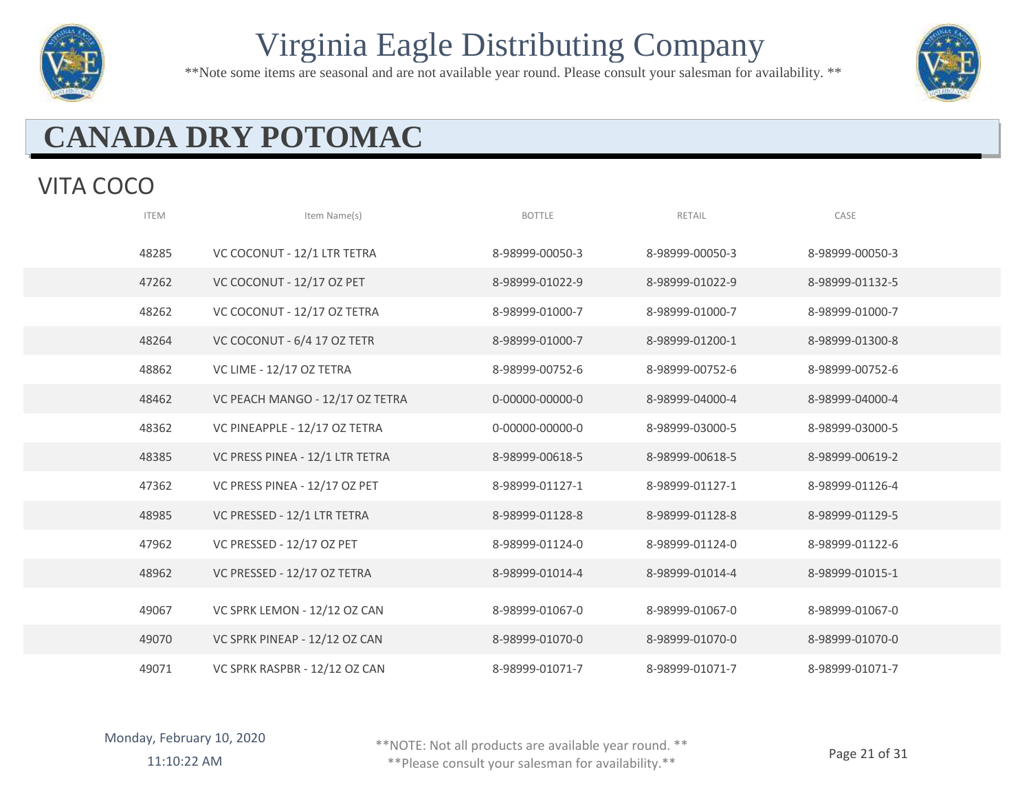# Virginia Eagle Distributing Company

**Note some items are seasonal and are not available year round. Please consult your salesman for availability. **

## CANADA DRY POTOMAC

### VITA COCO

| ITEM | Item Name(s) | BOTTLE | RETAIL | CASE |
|---|---|---|---|---|
| 48285 | VC COCONUT - 12/1 LTR TETRA | 8-98999-00050-3 | 8-98999-00050-3 | 8-98999-00050-3 |
| 47262 | VC COCONUT - 12/17 OZ PET | 8-98999-01022-9 | 8-98999-01022-9 | 8-98999-01132-5 |
| 48262 | VC COCONUT - 12/17 OZ TETRA | 8-98999-01000-7 | 8-98999-01000-7 | 8-98999-01000-7 |
| 48264 | VC COCONUT - 6/4 17 OZ TETR | 8-98999-01000-7 | 8-98999-01200-1 | 8-98999-01300-8 |
| 48862 | VC LIME - 12/17 OZ TETRA | 8-98999-00752-6 | 8-98999-00752-6 | 8-98999-00752-6 |
| 48462 | VC PEACH MANGO - 12/17 OZ TETRA | 0-00000-00000-0 | 8-98999-04000-4 | 8-98999-04000-4 |
| 48362 | VC PINEAPPLE - 12/17 OZ TETRA | 0-00000-00000-0 | 8-98999-03000-5 | 8-98999-03000-5 |
| 48385 | VC PRESS PINEA - 12/1 LTR TETRA | 8-98999-00618-5 | 8-98999-00618-5 | 8-98999-00619-2 |
| 47362 | VC PRESS PINEA - 12/17 OZ PET | 8-98999-01127-1 | 8-98999-01127-1 | 8-98999-01126-4 |
| 48985 | VC PRESSED - 12/1 LTR TETRA | 8-98999-01128-8 | 8-98999-01128-8 | 8-98999-01129-5 |
| 47962 | VC PRESSED - 12/17 OZ PET | 8-98999-01124-0 | 8-98999-01124-0 | 8-98999-01122-6 |
| 48962 | VC PRESSED - 12/17 OZ TETRA | 8-98999-01014-4 | 8-98999-01014-4 | 8-98999-01015-1 |
| 49067 | VC SPRK LEMON - 12/12 OZ CAN | 8-98999-01067-0 | 8-98999-01067-0 | 8-98999-01067-0 |
| 49070 | VC SPRK PINEAP - 12/12 OZ CAN | 8-98999-01070-0 | 8-98999-01070-0 | 8-98999-01070-0 |
| 49071 | VC SPRK RASPBR - 12/12 OZ CAN | 8-98999-01071-7 | 8-98999-01071-7 | 8-98999-01071-7 |

Monday, February 10, 2020
11:10:22 AM

**NOTE: Not all products are available year round. **
**Please consult your salesman for availability.**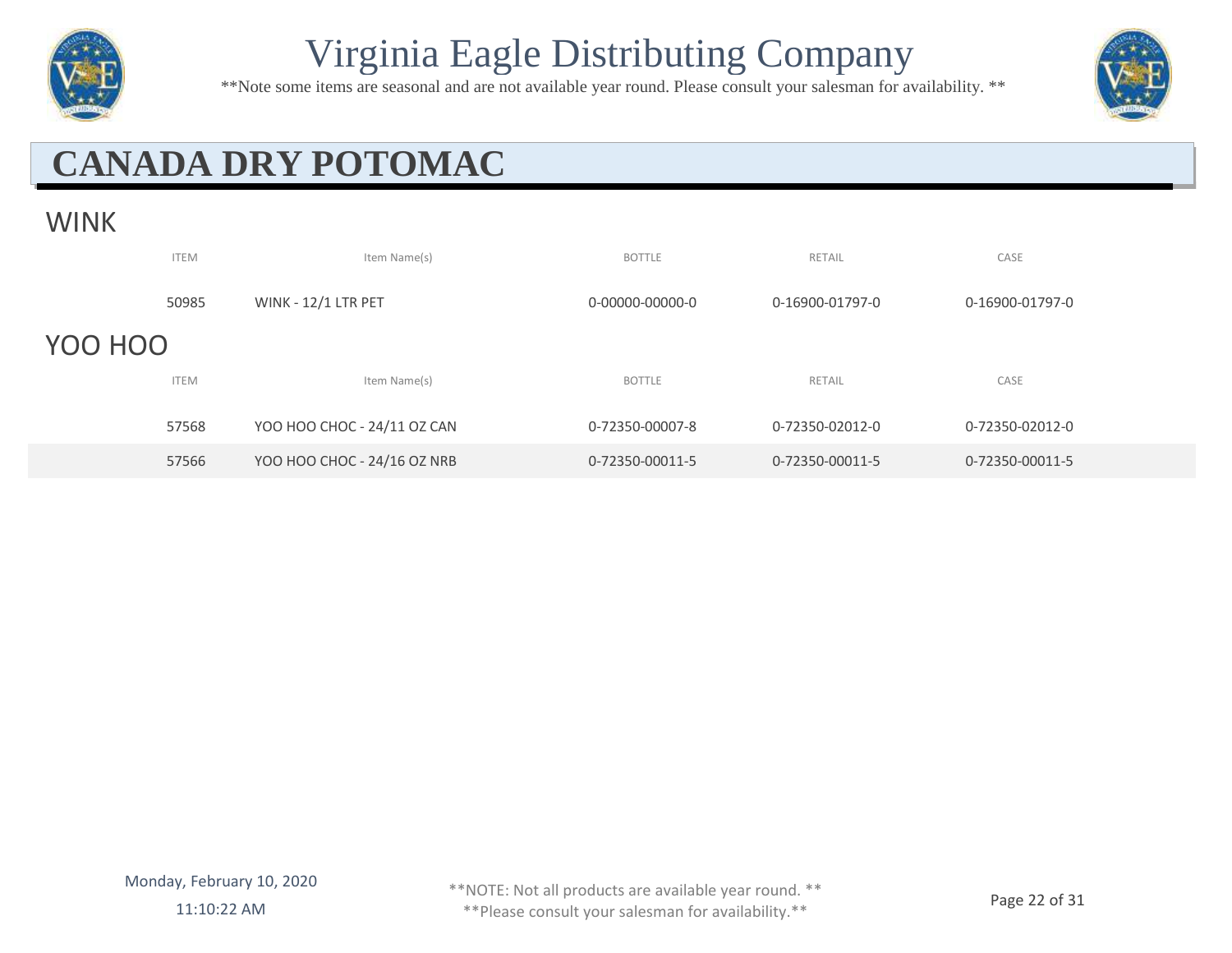## CANADA DRY POTOMAC

### WINK

| ITEM | Item Name(s) | BOTTLE | RETAIL | CASE |
|---|---|---|---|---|
| 50985 | WINK - 12/1 LTR PET | 0-00000-00000-0 | 0-16900-01797-0 | 0-16900-01797-0 |

### YOO HOO

| ITEM | Item Name(s) | BOTTLE | RETAIL | CASE |
|---|---|---|---|---|
| 57568 | YOO HOO CHOC - 24/11 OZ CAN | 0-72350-00007-8 | 0-72350-02012-0 | 0-72350-02012-0 |
| 57566 | YOO HOO CHOC - 24/16 OZ NRB | 0-72350-00011-5 | 0-72350-00011-5 | 0-72350-00011-5 |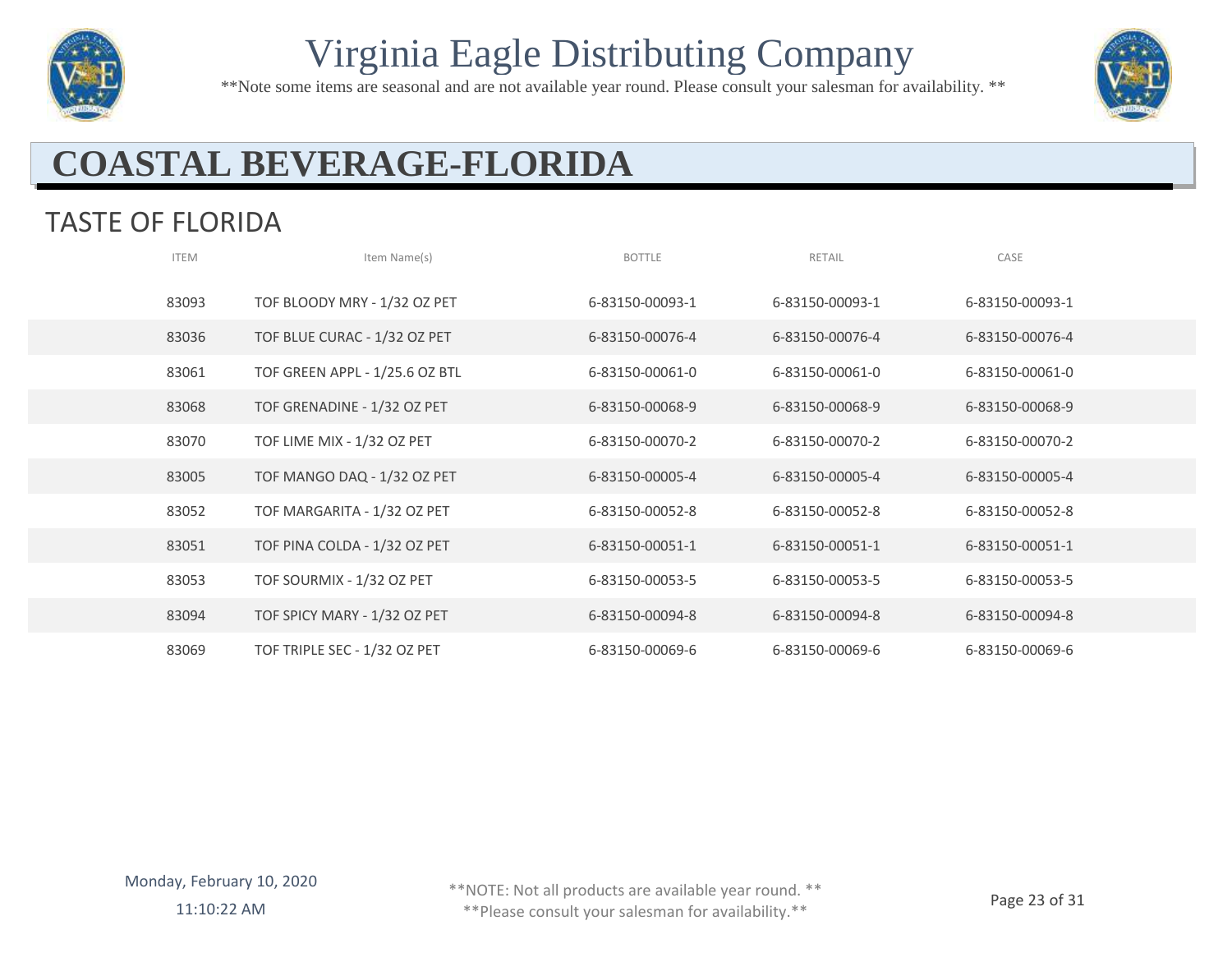# Virginia Eagle Distributing Company

**Note some items are seasonal and are not available year round. Please consult your salesman for availability. **

## COASTAL BEVERAGE-FLORIDA

### TASTE OF FLORIDA

| ITEM | Item Name(s) | BOTTLE | RETAIL | CASE |
|---|---|---|---|---|
| 83093 | TOF BLOODY MRY - 1/32 OZ PET | 6-83150-00093-1 | 6-83150-00093-1 | 6-83150-00093-1 |
| 83036 | TOF BLUE CURAC - 1/32 OZ PET | 6-83150-00076-4 | 6-83150-00076-4 | 6-83150-00076-4 |
| 83061 | TOF GREEN APPL - 1/25.6 OZ BTL | 6-83150-00061-0 | 6-83150-00061-0 | 6-83150-00061-0 |
| 83068 | TOF GRENADINE - 1/32 OZ PET | 6-83150-00068-9 | 6-83150-00068-9 | 6-83150-00068-9 |
| 83070 | TOF LIME MIX - 1/32 OZ PET | 6-83150-00070-2 | 6-83150-00070-2 | 6-83150-00070-2 |
| 83005 | TOF MANGO DAQ - 1/32 OZ PET | 6-83150-00005-4 | 6-83150-00005-4 | 6-83150-00005-4 |
| 83052 | TOF MARGARITA - 1/32 OZ PET | 6-83150-00052-8 | 6-83150-00052-8 | 6-83150-00052-8 |
| 83051 | TOF PINA COLDA - 1/32 OZ PET | 6-83150-00051-1 | 6-83150-00051-1 | 6-83150-00051-1 |
| 83053 | TOF SOURMIX - 1/32 OZ PET | 6-83150-00053-5 | 6-83150-00053-5 | 6-83150-00053-5 |
| 83094 | TOF SPICY MARY - 1/32 OZ PET | 6-83150-00094-8 | 6-83150-00094-8 | 6-83150-00094-8 |
| 83069 | TOF TRIPLE SEC - 1/32 OZ PET | 6-83150-00069-6 | 6-83150-00069-6 | 6-83150-00069-6 |

Monday, February 10, 2020
11:10:22 AM

**NOTE: Not all products are available year round. **
**Please consult your salesman for availability.**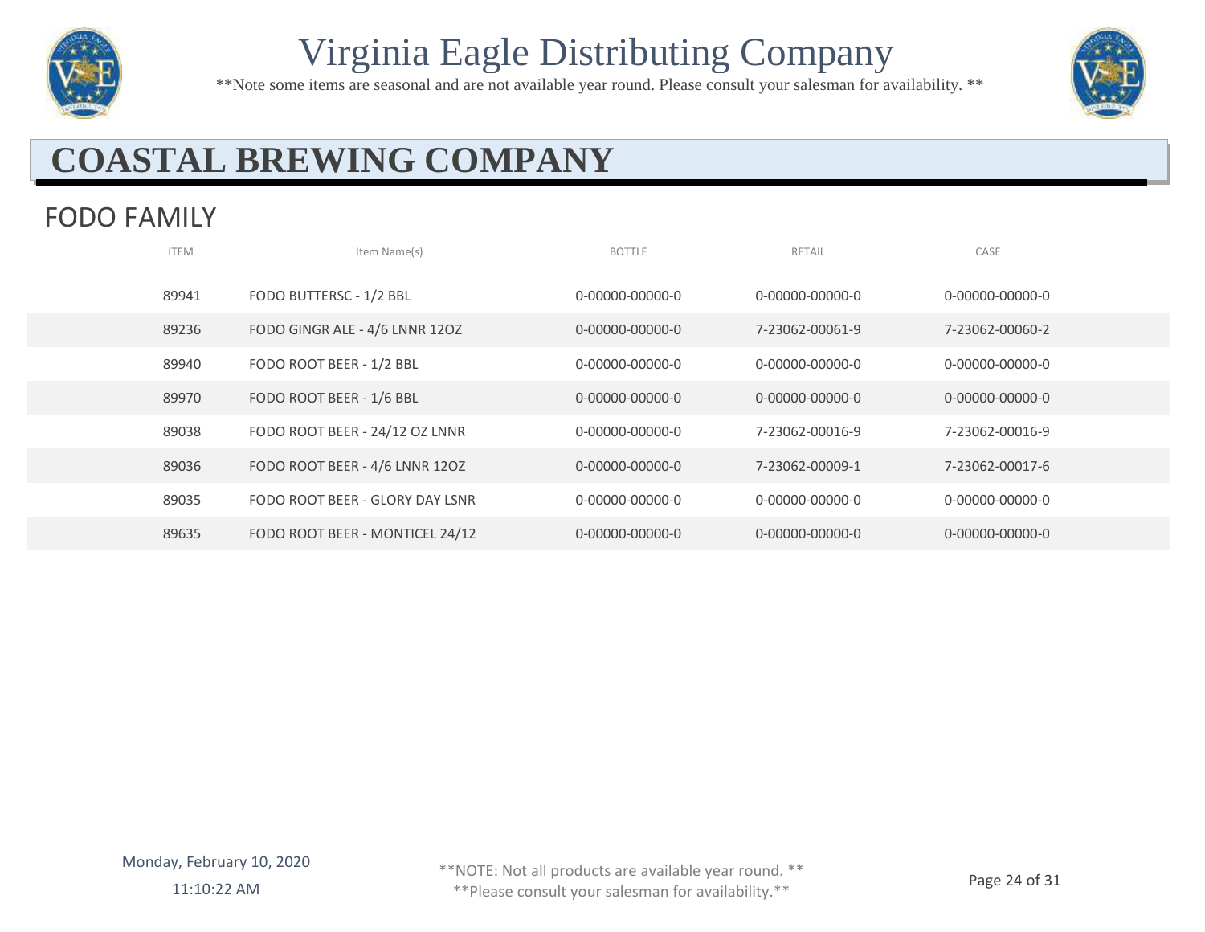# Virginia Eagle Distributing Company

**Note some items are seasonal and are not available year round. Please consult your salesman for availability. **

## COASTAL BREWING COMPANY

### FODO FAMILY

| ITEM | Item Name(s) | BOTTLE | RETAIL | CASE |
|---|---|---|---|---|
| 89941 | FODO BUTTERSC - 1/2 BBL | 0-00000-00000-0 | 0-00000-00000-0 | 0-00000-00000-0 |
| 89236 | FODO GINGR ALE - 4/6 LNNR 12OZ | 0-00000-00000-0 | 7-23062-00061-9 | 7-23062-00060-2 |
| 89940 | FODO ROOT BEER - 1/2 BBL | 0-00000-00000-0 | 0-00000-00000-0 | 0-00000-00000-0 |
| 89970 | FODO ROOT BEER - 1/6 BBL | 0-00000-00000-0 | 0-00000-00000-0 | 0-00000-00000-0 |
| 89038 | FODO ROOT BEER - 24/12 OZ LNNR | 0-00000-00000-0 | 7-23062-00016-9 | 7-23062-00016-9 |
| 89036 | FODO ROOT BEER - 4/6 LNNR 12OZ | 0-00000-00000-0 | 7-23062-00009-1 | 7-23062-00017-6 |
| 89035 | FODO ROOT BEER - GLORY DAY LSNR | 0-00000-00000-0 | 0-00000-00000-0 | 0-00000-00000-0 |
| 89635 | FODO ROOT BEER - MONTICEL 24/12 | 0-00000-00000-0 | 0-00000-00000-0 | 0-00000-00000-0 |

Monday, February 10, 2020
11:10:22 AM

**NOTE: Not all products are available year round. **
**Please consult your salesman for availability.**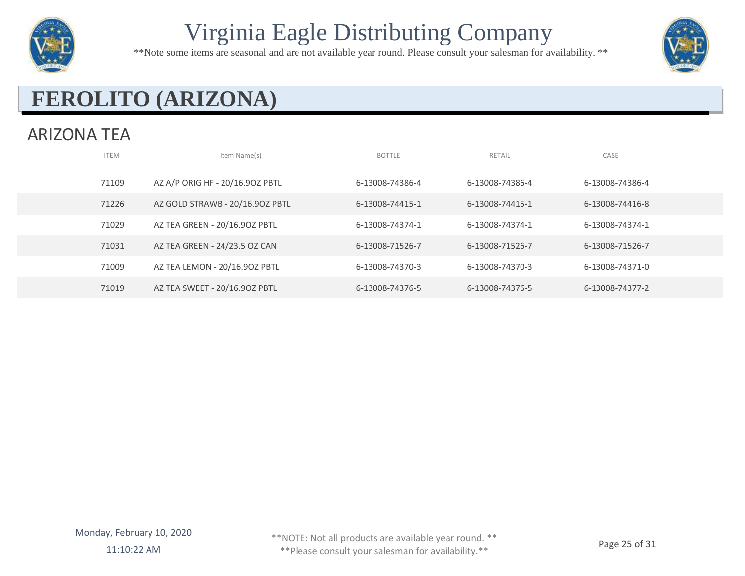# FEROLITO (ARIZONA)

## ARIZONA TEA

| ITEM | Item Name(s) | BOTTLE | RETAIL | CASE |
|---|---|---|---|---|
| 71109 | AZ A/P ORIG HF - 20/16.9OZ PBTL | 6-13008-74386-4 | 6-13008-74386-4 | 6-13008-74386-4 |
| 71226 | AZ GOLD STRAWB - 20/16.9OZ PBTL | 6-13008-74415-1 | 6-13008-74415-1 | 6-13008-74416-8 |
| 71029 | AZ TEA GREEN - 20/16.9OZ PBTL | 6-13008-74374-1 | 6-13008-74374-1 | 6-13008-74374-1 |
| 71031 | AZ TEA GREEN - 24/23.5 OZ CAN | 6-13008-71526-7 | 6-13008-71526-7 | 6-13008-71526-7 |
| 71009 | AZ TEA LEMON - 20/16.9OZ PBTL | 6-13008-74370-3 | 6-13008-74370-3 | 6-13008-74371-0 |
| 71019 | AZ TEA SWEET - 20/16.9OZ PBTL | 6-13008-74376-5 | 6-13008-74376-5 | 6-13008-74377-2 |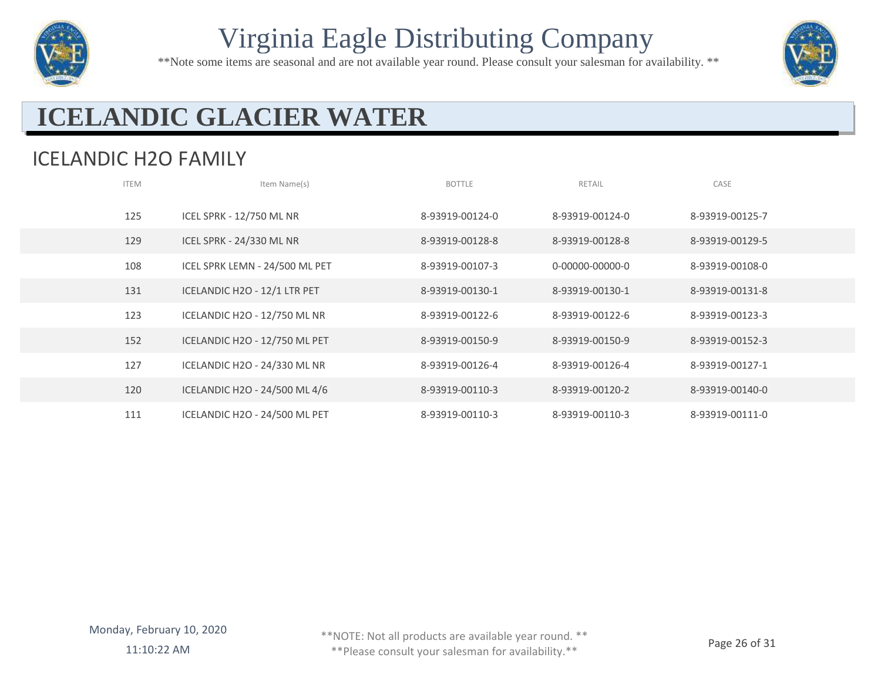# ICELANDIC GLACIER WATER

## ICELANDIC H2O FAMILY

| ITEM | Item Name(s) | BOTTLE | RETAIL | CASE |
|---|---|---|---|---|
| 125 | ICEL SPRK - 12/750 ML NR | 8-93919-00124-0 | 8-93919-00124-0 | 8-93919-00125-7 |
| 129 | ICEL SPRK - 24/330 ML NR | 8-93919-00128-8 | 8-93919-00128-8 | 8-93919-00129-5 |
| 108 | ICEL SPRK LEMN - 24/500 ML PET | 8-93919-00107-3 | 0-00000-00000-0 | 8-93919-00108-0 |
| 131 | ICELANDIC H2O - 12/1 LTR PET | 8-93919-00130-1 | 8-93919-00130-1 | 8-93919-00131-8 |
| 123 | ICELANDIC H2O - 12/750 ML NR | 8-93919-00122-6 | 8-93919-00122-6 | 8-93919-00123-3 |
| 152 | ICELANDIC H2O - 12/750 ML PET | 8-93919-00150-9 | 8-93919-00150-9 | 8-93919-00152-3 |
| 127 | ICELANDIC H2O - 24/330 ML NR | 8-93919-00126-4 | 8-93919-00126-4 | 8-93919-00127-1 |
| 120 | ICELANDIC H2O - 24/500 ML 4/6 | 8-93919-00110-3 | 8-93919-00120-2 | 8-93919-00140-0 |
| 111 | ICELANDIC H2O - 24/500 ML PET | 8-93919-00110-3 | 8-93919-00110-3 | 8-93919-00111-0 |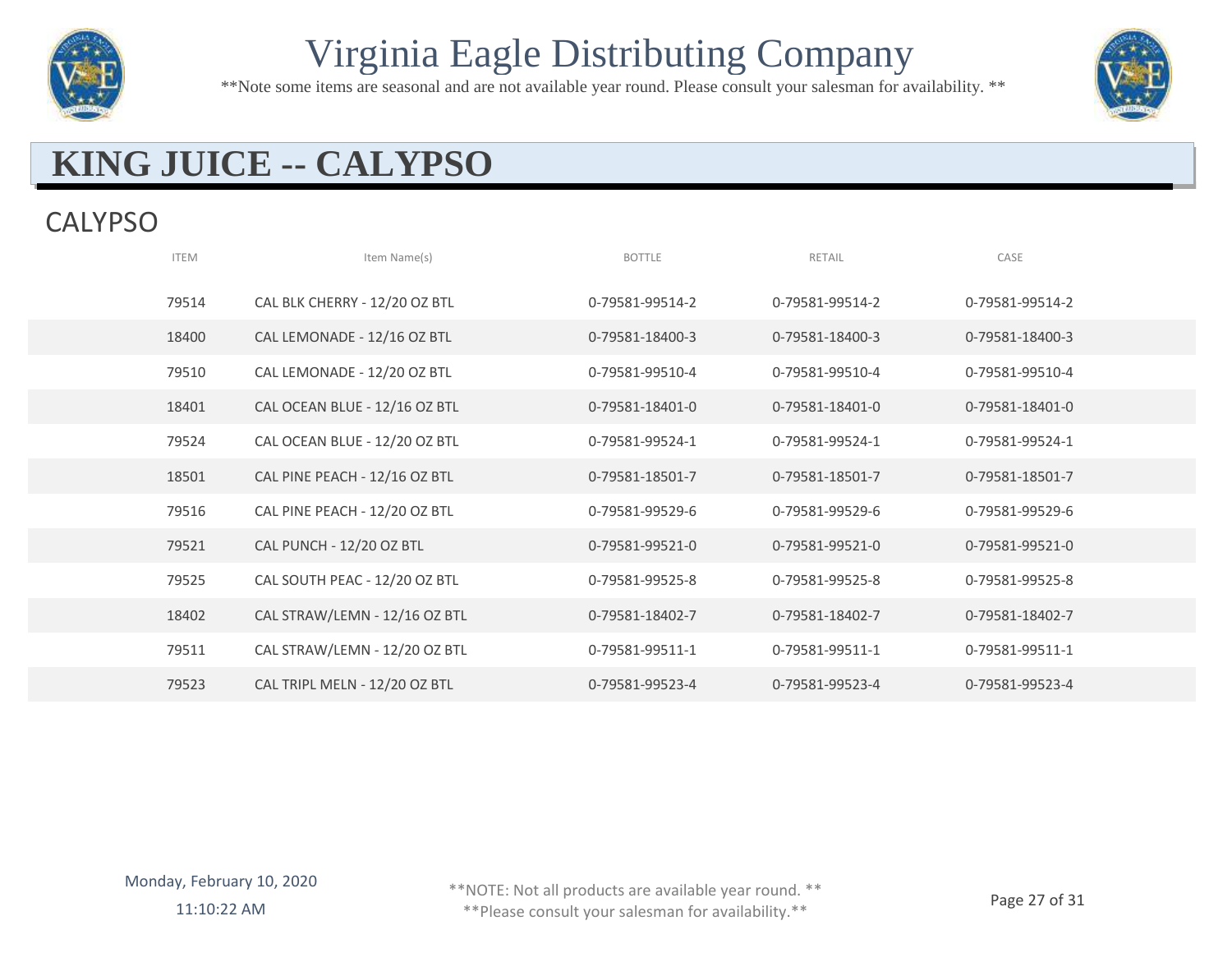# KING JUICE -- CALYPSO

## CALYPSO

| ITEM | Item Name(s) | BOTTLE | RETAIL | CASE |
|---|---|---|---|---|
| 79514 | CAL BLK CHERRY - 12/20 OZ BTL | 0-79581-99514-2 | 0-79581-99514-2 | 0-79581-99514-2 |
| 18400 | CAL LEMONADE - 12/16 OZ BTL | 0-79581-18400-3 | 0-79581-18400-3 | 0-79581-18400-3 |
| 79510 | CAL LEMONADE - 12/20 OZ BTL | 0-79581-99510-4 | 0-79581-99510-4 | 0-79581-99510-4 |
| 18401 | CAL OCEAN BLUE - 12/16 OZ BTL | 0-79581-18401-0 | 0-79581-18401-0 | 0-79581-18401-0 |
| 79524 | CAL OCEAN BLUE - 12/20 OZ BTL | 0-79581-99524-1 | 0-79581-99524-1 | 0-79581-99524-1 |
| 18501 | CAL PINE PEACH - 12/16 OZ BTL | 0-79581-18501-7 | 0-79581-18501-7 | 0-79581-18501-7 |
| 79516 | CAL PINE PEACH - 12/20 OZ BTL | 0-79581-99529-6 | 0-79581-99529-6 | 0-79581-99529-6 |
| 79521 | CAL PUNCH - 12/20 OZ BTL | 0-79581-99521-0 | 0-79581-99521-0 | 0-79581-99521-0 |
| 79525 | CAL SOUTH PEAC - 12/20 OZ BTL | 0-79581-99525-8 | 0-79581-99525-8 | 0-79581-99525-8 |
| 18402 | CAL STRAW/LEMN - 12/16 OZ BTL | 0-79581-18402-7 | 0-79581-18402-7 | 0-79581-18402-7 |
| 79511 | CAL STRAW/LEMN - 12/20 OZ BTL | 0-79581-99511-1 | 0-79581-99511-1 | 0-79581-99511-1 |
| 79523 | CAL TRIPL MELN - 12/20 OZ BTL | 0-79581-99523-4 | 0-79581-99523-4 | 0-79581-99523-4 |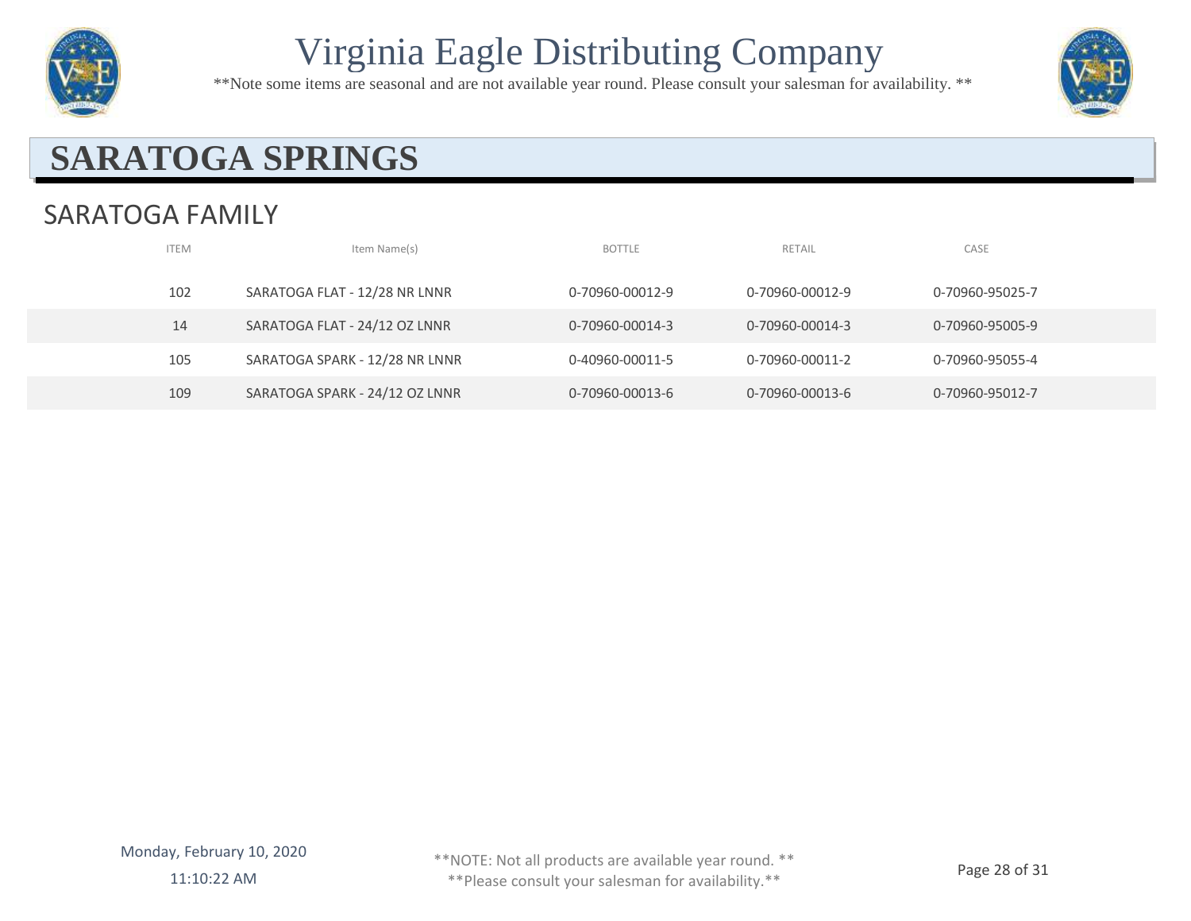# Virginia Eagle Distributing Company

**Note some items are seasonal and are not available year round. Please consult your salesman for availability. **

## SARATOGA SPRINGS

### SARATOGA FAMILY

| ITEM | Item Name(s) | BOTTLE | RETAIL | CASE |
|---|---|---|---|---|
| 102 | SARATOGA FLAT - 12/28 NR LNNR | 0-70960-00012-9 | 0-70960-00012-9 | 0-70960-95025-7 |
| 14 | SARATOGA FLAT - 24/12 OZ LNNR | 0-70960-00014-3 | 0-70960-00014-3 | 0-70960-95005-9 |
| 105 | SARATOGA SPARK - 12/28 NR LNNR | 0-40960-00011-5 | 0-70960-00011-2 | 0-70960-95055-4 |
| 109 | SARATOGA SPARK - 24/12 OZ LNNR | 0-70960-00013-6 | 0-70960-00013-6 | 0-70960-95012-7 |

Monday, February 10, 2020
11:10:22 AM

**NOTE: Not all products are available year round. **
**Please consult your salesman for availability.**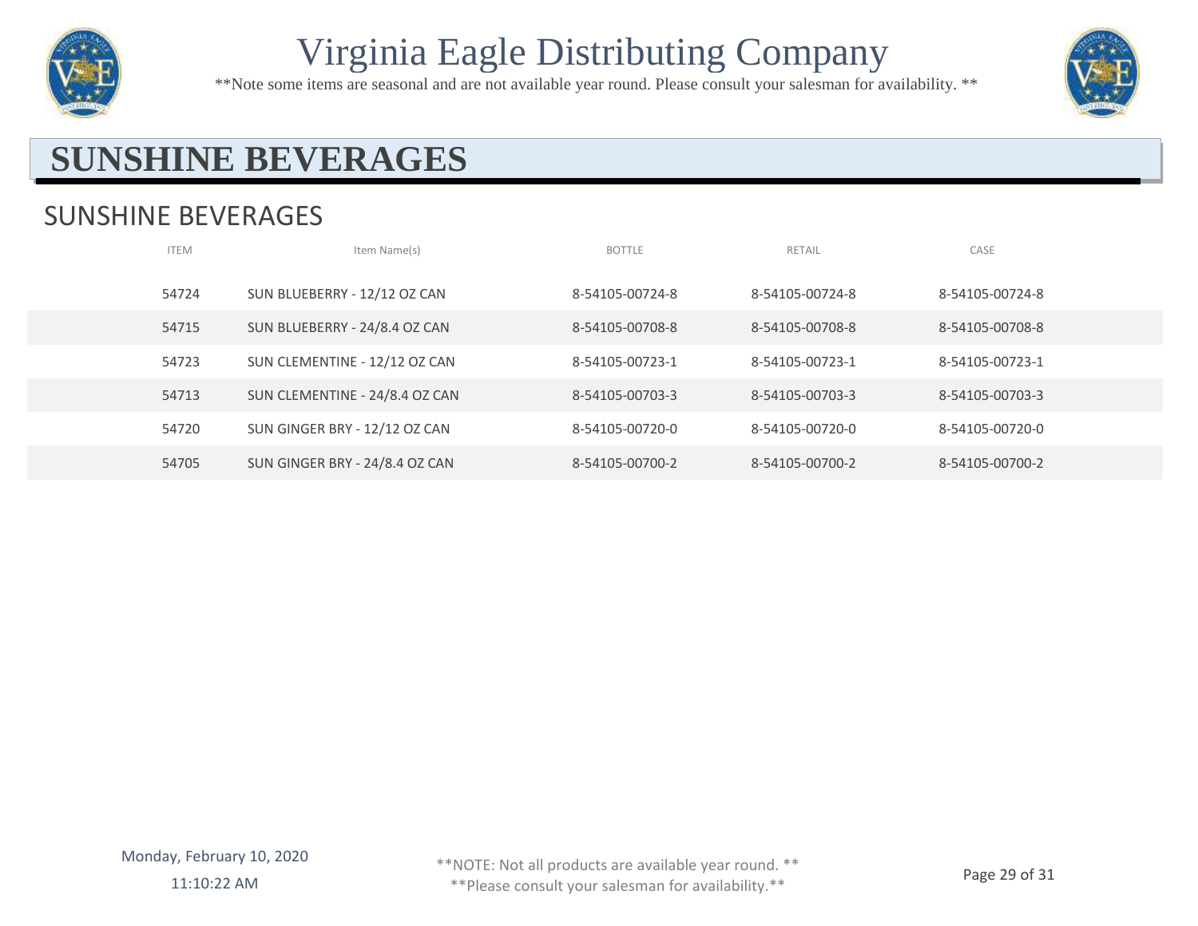# SUNSHINE BEVERAGES

## SUNSHINE BEVERAGES

| ITEM | Item Name(s) | BOTTLE | RETAIL | CASE |
|---|---|---|---|---|
| 54724 | SUN BLUEBERRY - 12/12 OZ CAN | 8-54105-00724-8 | 8-54105-00724-8 | 8-54105-00724-8 |
| 54715 | SUN BLUEBERRY - 24/8.4 OZ CAN | 8-54105-00708-8 | 8-54105-00708-8 | 8-54105-00708-8 |
| 54723 | SUN CLEMENTINE - 12/12 OZ CAN | 8-54105-00723-1 | 8-54105-00723-1 | 8-54105-00723-1 |
| 54713 | SUN CLEMENTINE - 24/8.4 OZ CAN | 8-54105-00703-3 | 8-54105-00703-3 | 8-54105-00703-3 |
| 54720 | SUN GINGER BRY - 12/12 OZ CAN | 8-54105-00720-0 | 8-54105-00720-0 | 8-54105-00720-0 |
| 54705 | SUN GINGER BRY - 24/8.4 OZ CAN | 8-54105-00700-2 | 8-54105-00700-2 | 8-54105-00700-2 |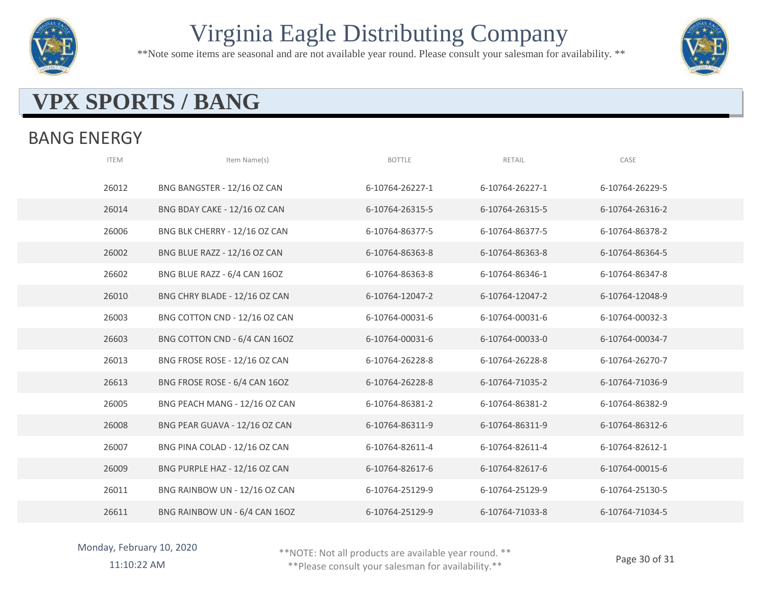# Virginia Eagle Distributing Company

**Note some items are seasonal and are not available year round. Please consult your salesman for availability. **

## VPX SPORTS / BANG

### BANG ENERGY

| ITEM | Item Name(s) | BOTTLE | RETAIL | CASE |
|---|---|---|---|---|
| 26012 | BNG BANGSTER - 12/16 OZ CAN | 6-10764-26227-1 | 6-10764-26227-1 | 6-10764-26229-5 |
| 26014 | BNG BDAY CAKE - 12/16 OZ CAN | 6-10764-26315-5 | 6-10764-26315-5 | 6-10764-26316-2 |
| 26006 | BNG BLK CHERRY - 12/16 OZ CAN | 6-10764-86377-5 | 6-10764-86377-5 | 6-10764-86378-2 |
| 26002 | BNG BLUE RAZZ - 12/16 OZ CAN | 6-10764-86363-8 | 6-10764-86363-8 | 6-10764-86364-5 |
| 26602 | BNG BLUE RAZZ - 6/4 CAN 16OZ | 6-10764-86363-8 | 6-10764-86346-1 | 6-10764-86347-8 |
| 26010 | BNG CHRY BLADE - 12/16 OZ CAN | 6-10764-12047-2 | 6-10764-12047-2 | 6-10764-12048-9 |
| 26003 | BNG COTTON CND - 12/16 OZ CAN | 6-10764-00031-6 | 6-10764-00031-6 | 6-10764-00032-3 |
| 26603 | BNG COTTON CND - 6/4 CAN 16OZ | 6-10764-00031-6 | 6-10764-00033-0 | 6-10764-00034-7 |
| 26013 | BNG FROSE ROSE - 12/16 OZ CAN | 6-10764-26228-8 | 6-10764-26228-8 | 6-10764-26270-7 |
| 26613 | BNG FROSE ROSE - 6/4 CAN 16OZ | 6-10764-26228-8 | 6-10764-71035-2 | 6-10764-71036-9 |
| 26005 | BNG PEACH MANG - 12/16 OZ CAN | 6-10764-86381-2 | 6-10764-86381-2 | 6-10764-86382-9 |
| 26008 | BNG PEAR GUAVA - 12/16 OZ CAN | 6-10764-86311-9 | 6-10764-86311-9 | 6-10764-86312-6 |
| 26007 | BNG PINA COLAD - 12/16 OZ CAN | 6-10764-82611-4 | 6-10764-82611-4 | 6-10764-82612-1 |
| 26009 | BNG PURPLE HAZ - 12/16 OZ CAN | 6-10764-82617-6 | 6-10764-82617-6 | 6-10764-00015-6 |
| 26011 | BNG RAINBOW UN - 12/16 OZ CAN | 6-10764-25129-9 | 6-10764-25129-9 | 6-10764-25130-5 |
| 26611 | BNG RAINBOW UN - 6/4 CAN 16OZ | 6-10764-25129-9 | 6-10764-71033-8 | 6-10764-71034-5 |

Monday, February 10, 2020
11:10:22 AM

**NOTE: Not all products are available year round. **
**Please consult your salesman for availability.**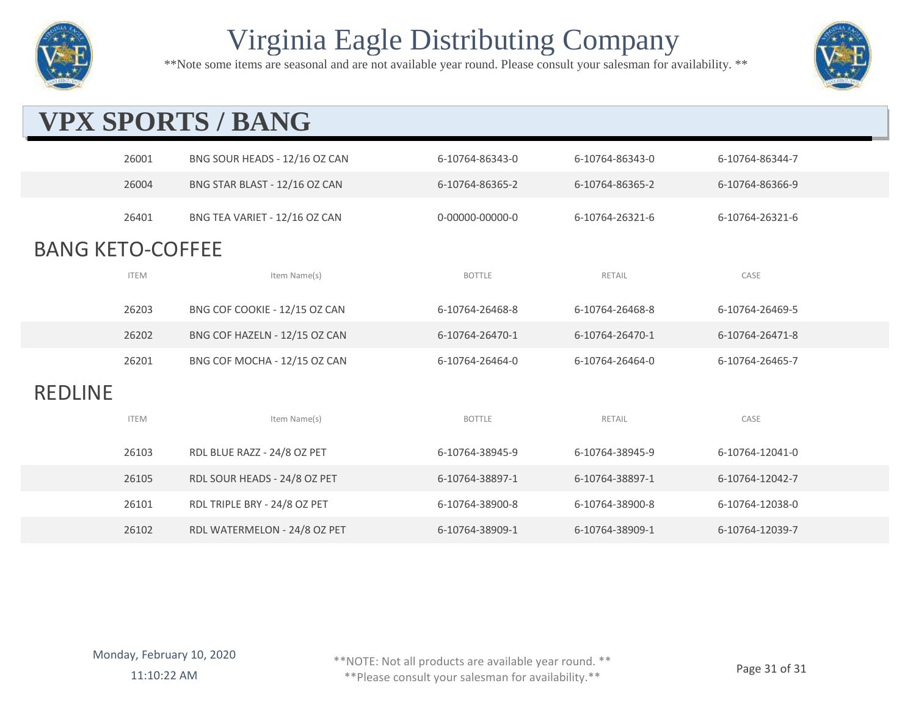# Virginia Eagle Distributing Company

**Note some items are seasonal and are not available year round. Please consult your salesman for availability. **

## VPX SPORTS / BANG

| | | | | |
|---|---|---|---|---|
| 26001 | BNG SOUR HEADS - 12/16 OZ CAN | 6-10764-86343-0 | 6-10764-86343-0 | 6-10764-86344-7 |
| 26004 | BNG STAR BLAST - 12/16 OZ CAN | 6-10764-86365-2 | 6-10764-86365-2 | 6-10764-86366-9 |
| 26401 | BNG TEA VARIET - 12/16 OZ CAN | 0-00000-00000-0 | 6-10764-26321-6 | 6-10764-26321-6 |

### BANG KETO-COFFEE

| ITEM | Item Name(s) | BOTTLE | RETAIL | CASE |
|---|---|---|---|---|
| 26203 | BNG COF COOKIE - 12/15 OZ CAN | 6-10764-26468-8 | 6-10764-26468-8 | 6-10764-26469-5 |
| 26202 | BNG COF HAZELN - 12/15 OZ CAN | 6-10764-26470-1 | 6-10764-26470-1 | 6-10764-26471-8 |
| 26201 | BNG COF MOCHA - 12/15 OZ CAN | 6-10764-26464-0 | 6-10764-26464-0 | 6-10764-26465-7 |

### REDLINE

| ITEM | Item Name(s) | BOTTLE | RETAIL | CASE |
|---|---|---|---|---|
| 26103 | RDL BLUE RAZZ - 24/8 OZ PET | 6-10764-38945-9 | 6-10764-38945-9 | 6-10764-12041-0 |
| 26105 | RDL SOUR HEADS - 24/8 OZ PET | 6-10764-38897-1 | 6-10764-38897-1 | 6-10764-12042-7 |
| 26101 | RDL TRIPLE BRY - 24/8 OZ PET | 6-10764-38900-8 | 6-10764-38900-8 | 6-10764-12038-0 |
| 26102 | RDL WATERMELON - 24/8 OZ PET | 6-10764-38909-1 | 6-10764-38909-1 | 6-10764-12039-7 |

Monday, February 10, 2020
11:10:22 AM

**NOTE: Not all products are available year round. **
**Please consult your salesman for availability.**